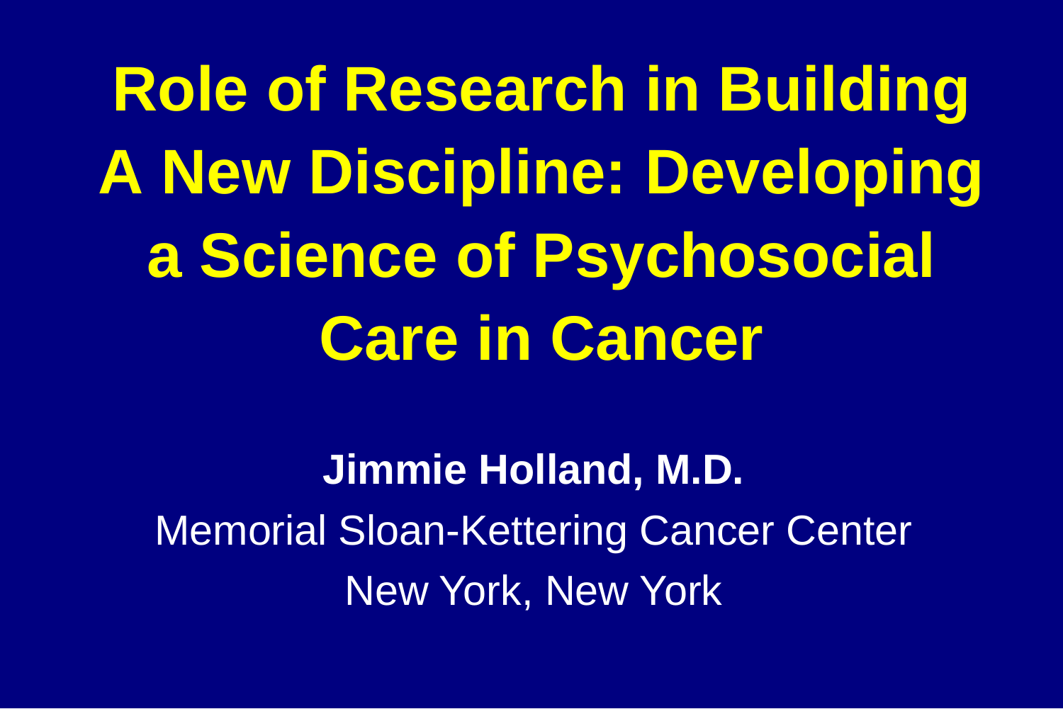# Role of Research in Building A New Discipline: Developing a Science of Psychosocial Care in Cancer

**Jimmie Holland, M.D.**

Memorial Sloan-Kettering Cancer Center

New York, New York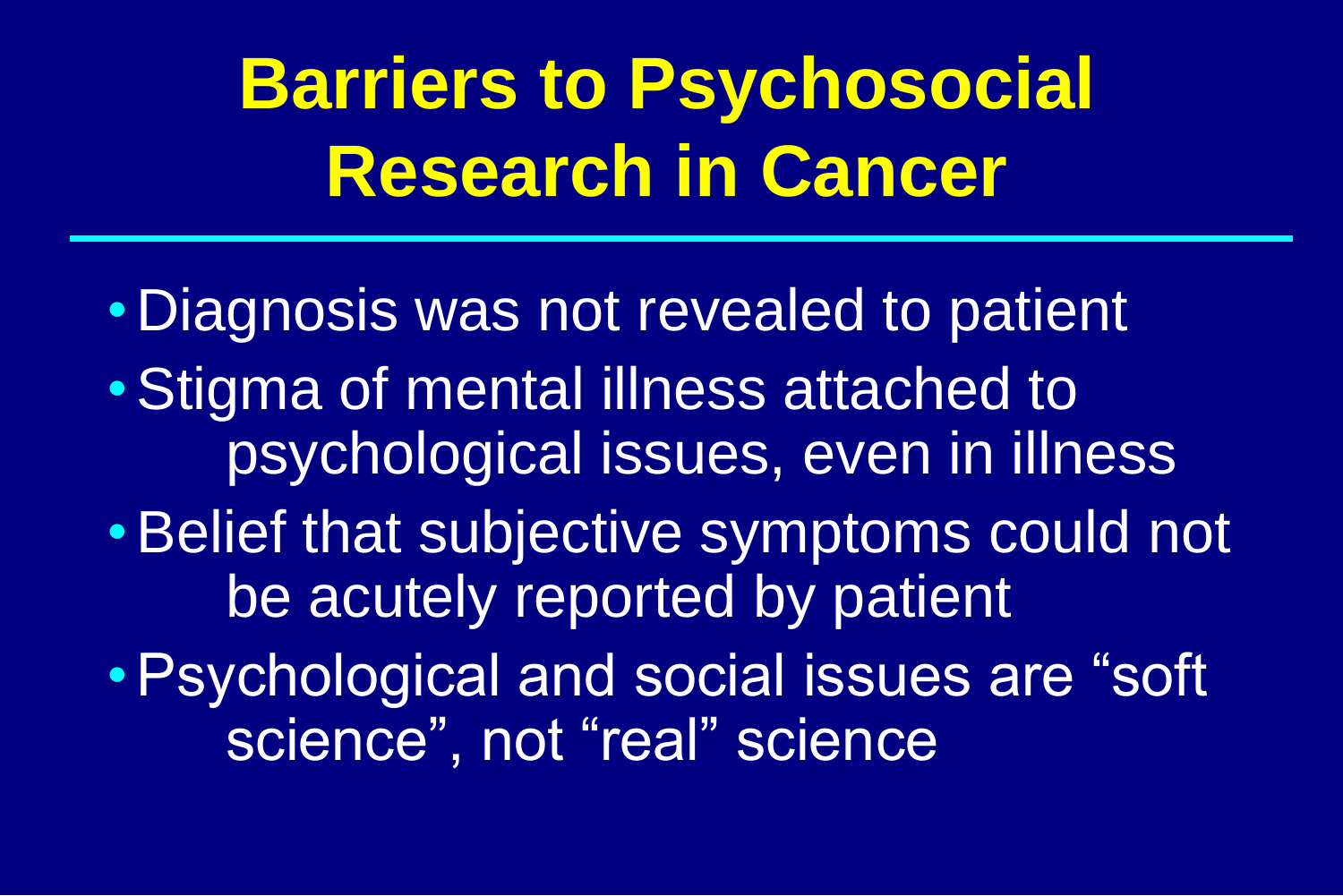# Barriers to Psychosocial Research in Cancer

- Diagnosis was not revealed to patient
- Stigma of mental illness attached to psychological issues, even in illness
- Belief that subjective symptoms could not be acutely reported by patient
- Psychological and social issues are "soft science", not "real" science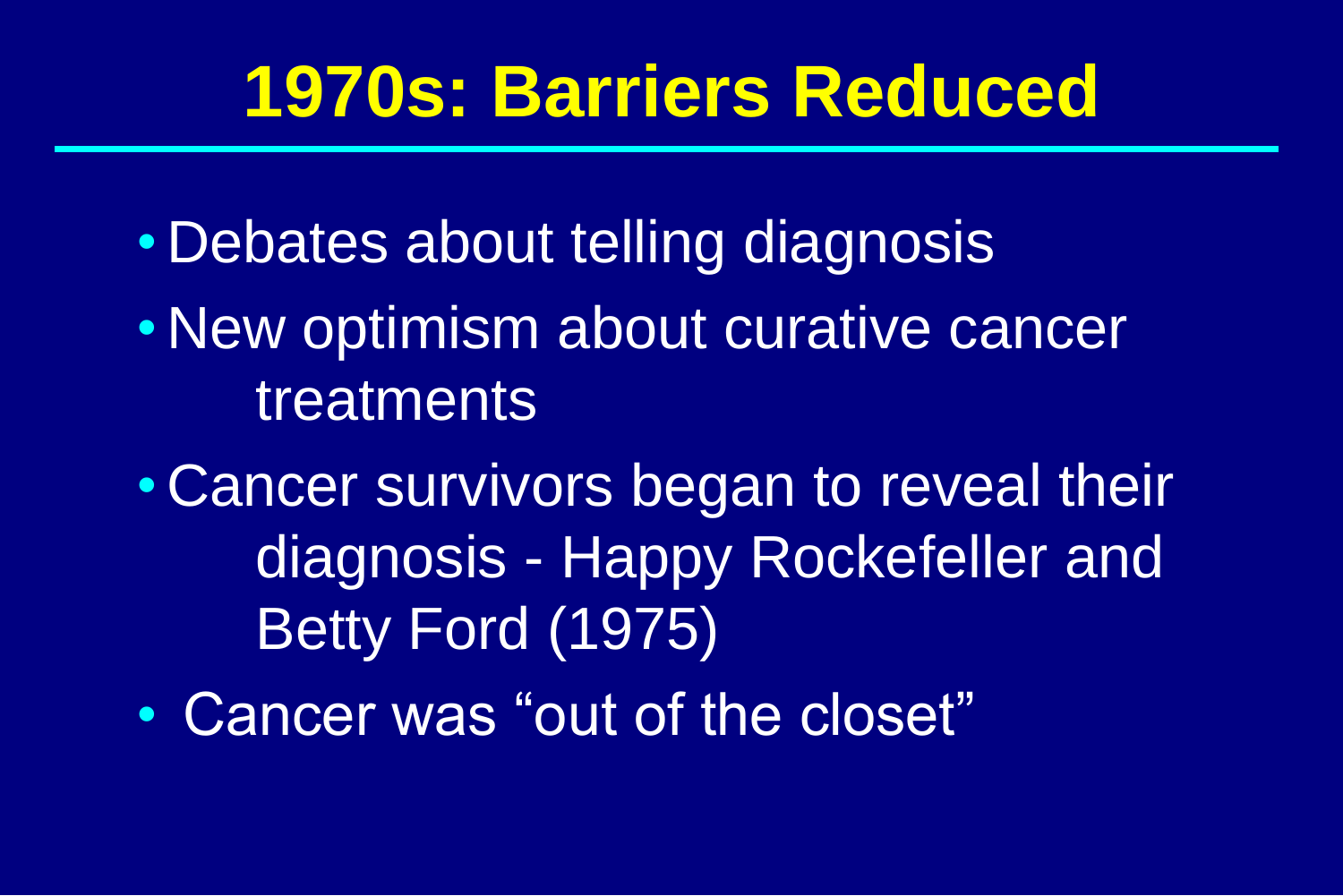# 1970s: Barriers Reduced

- Debates about telling diagnosis
- New optimism about curative cancer treatments
- Cancer survivors began to reveal their diagnosis - Happy Rockefeller and Betty Ford (1975)
- Cancer was “out of the closet”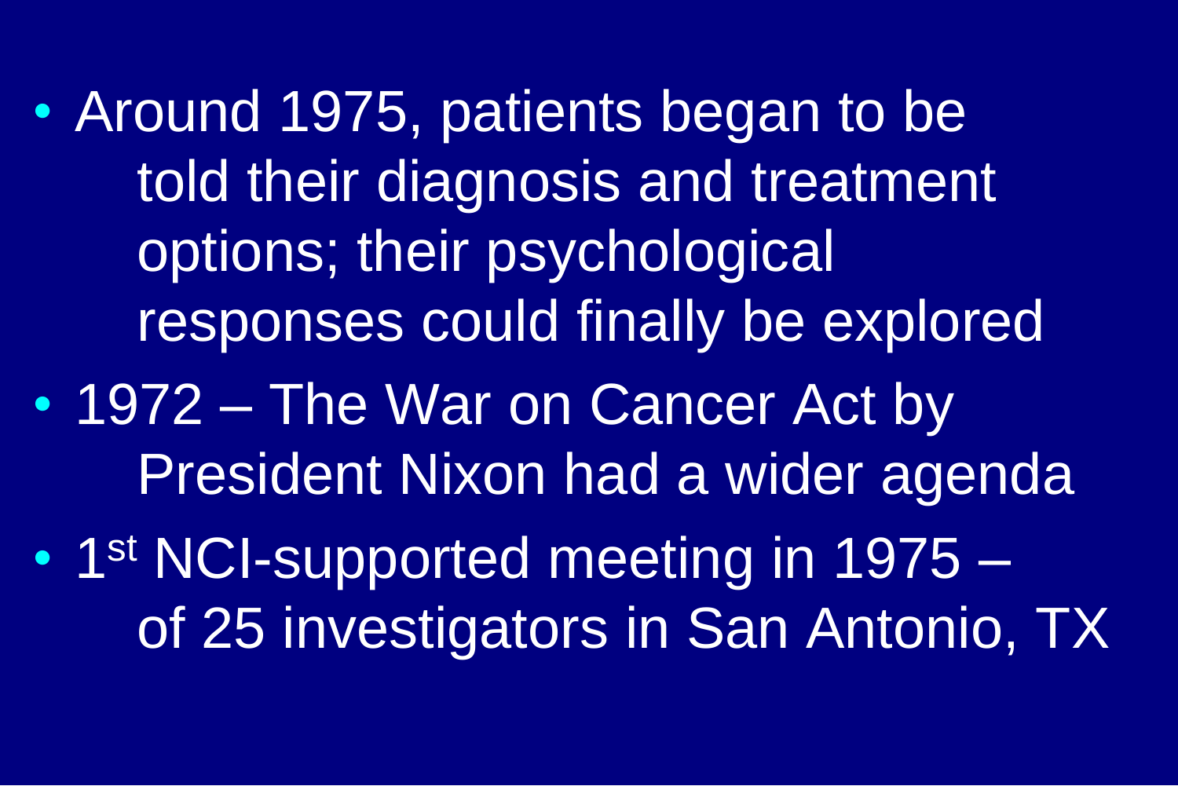- Around 1975, patients began to be told their diagnosis and treatment options; their psychological responses could finally be explored
- 1972 – The War on Cancer Act by President Nixon had a wider agenda
- 1st NCI-supported meeting in 1975 – of 25 investigators in San Antonio, TX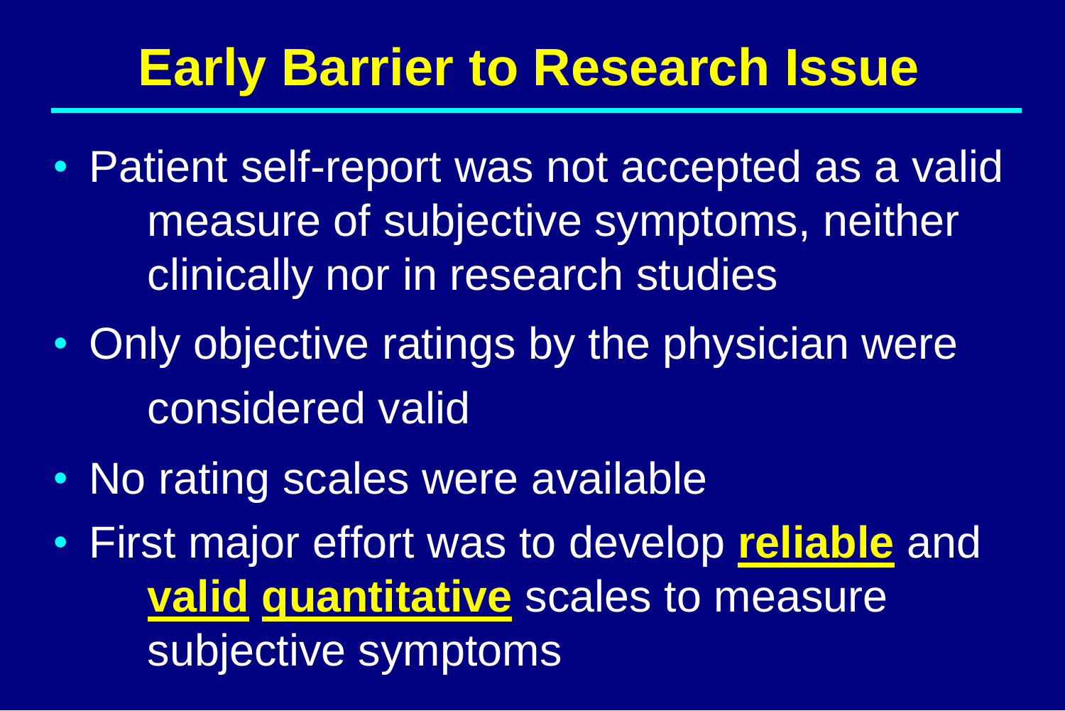# Early Barrier to Research Issue

- Patient self-report was not accepted as a valid measure of subjective symptoms, neither clinically nor in research studies
- Only objective ratings by the physician were considered valid
- No rating scales were available
- First major effort was to develop **reliable** and **valid** **quantitative** scales to measure subjective symptoms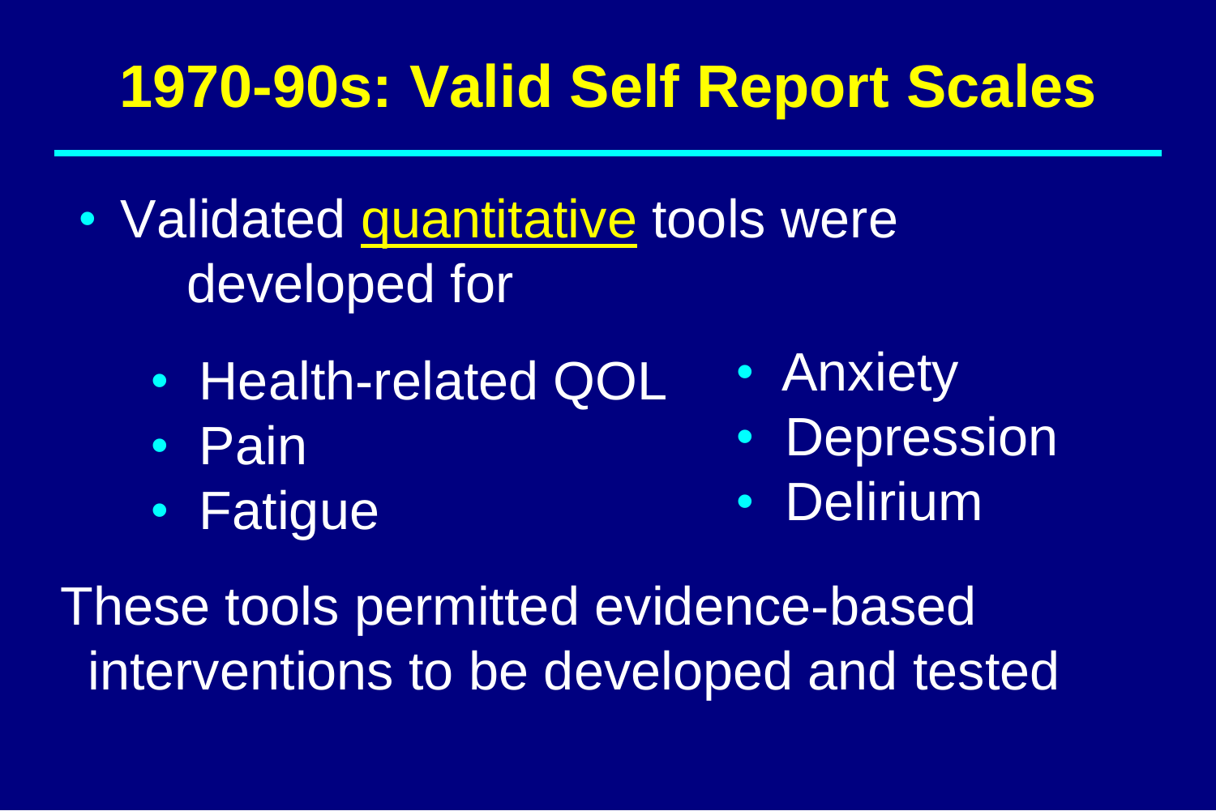# 1970-90s: Valid Self Report Scales

- Validated quantitative tools were developed for
  - Health-related QOL
  - Pain
  - Fatigue
  - Anxiety
  - Depression
  - Delirium

These tools permitted evidence-based interventions to be developed and tested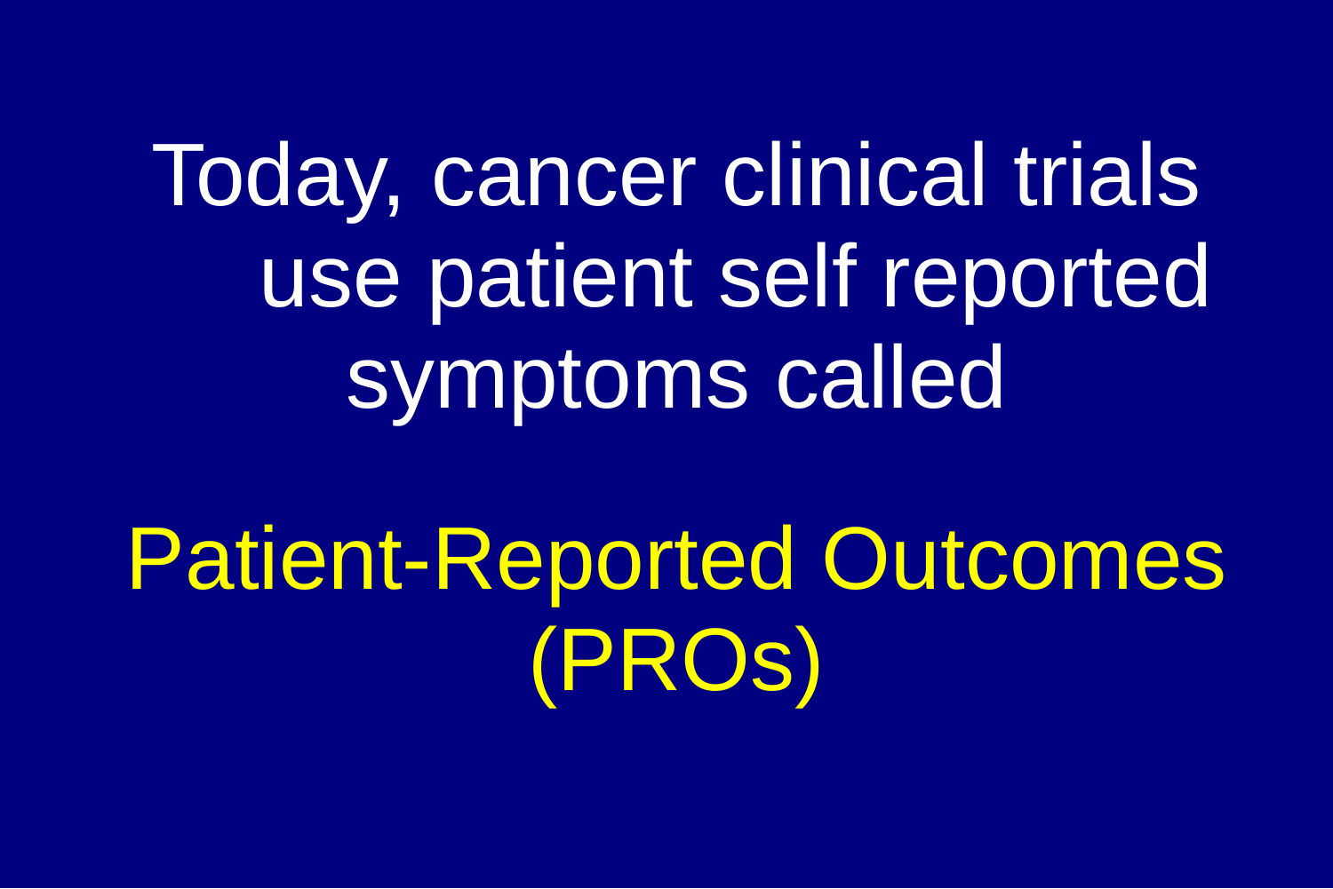Today, cancer clinical trials use patient self reported symptoms called

**Patient-Reported Outcomes (PROs)**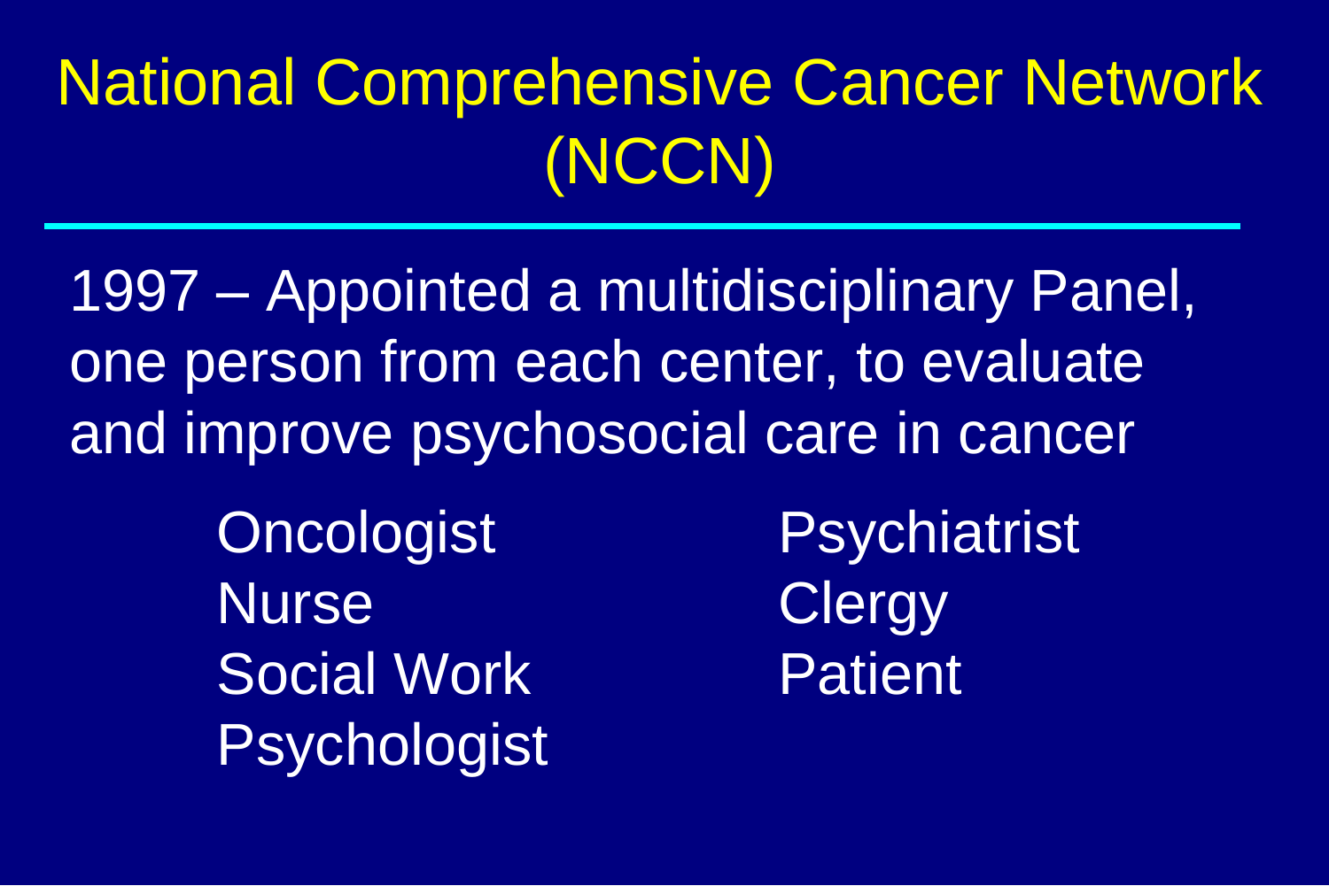# National Comprehensive Cancer Network (NCCN)

1997 – Appointed a multidisciplinary Panel, one person from each center, to evaluate and improve psychosocial care in cancer

- Oncologist
- Nurse
- Social Work
- Psychologist
- Psychiatrist
- Clergy
- Patient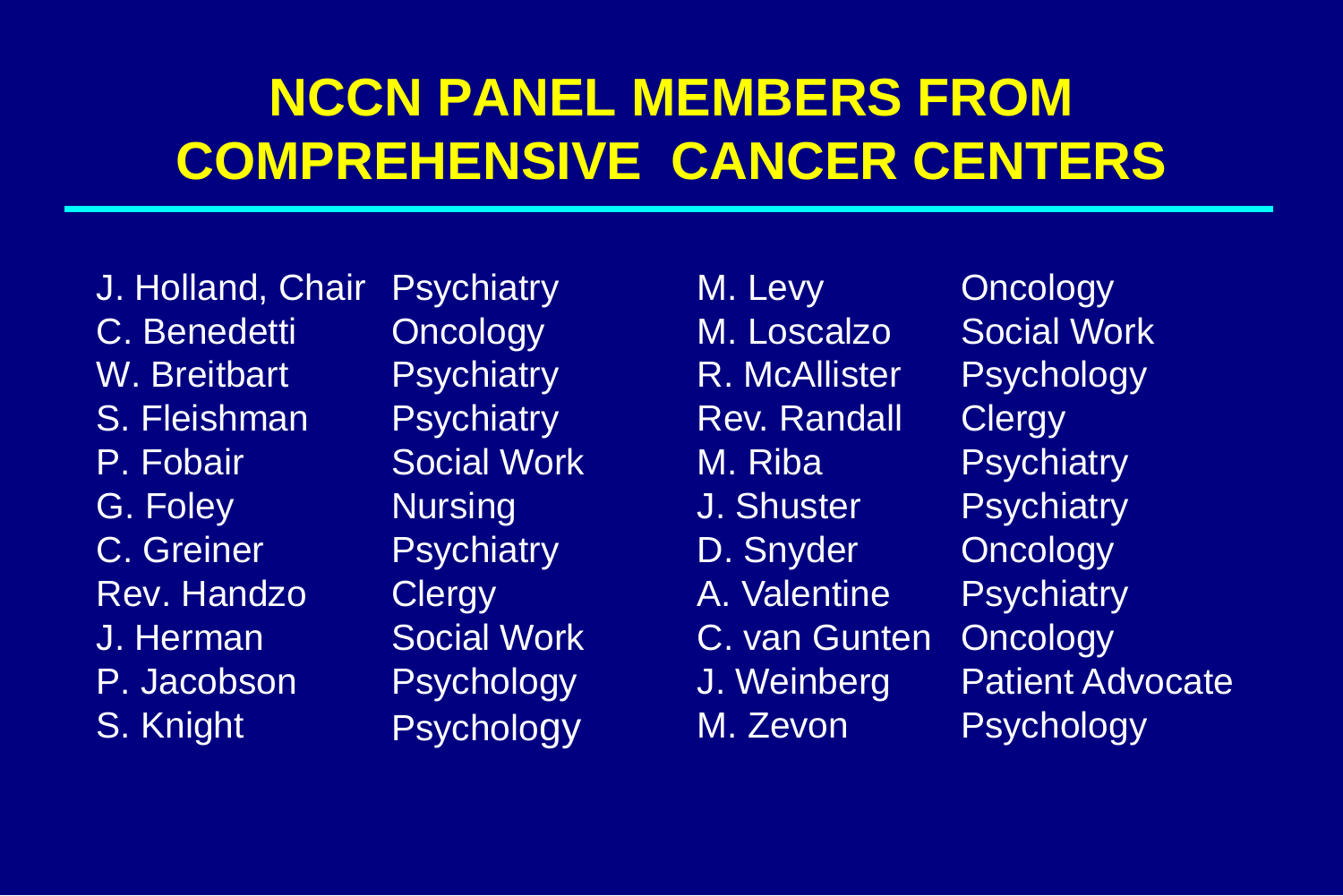# NCCN PANEL MEMBERS FROM COMPREHENSIVE CANCER CENTERS

| Name | Discipline |
|---|---|
| J. Holland, Chair | Psychiatry |
| C. Benedetti | Oncology |
| W. Breitbart | Psychiatry |
| S. Fleishman | Psychiatry |
| P. Fobair | Social Work |
| G. Foley | Nursing |
| C. Greiner | Psychiatry |
| Rev. Handzo | Clergy |
| J. Herman | Social Work |
| P. Jacobson | Psychology |
| S. Knight | Psychology |
| M. Levy | Oncology |
| M. Loscalzo | Social Work |
| R. McAllister | Psychology |
| Rev. Randall | Clergy |
| M. Riba | Psychiatry |
| J. Shuster | Psychiatry |
| D. Snyder | Oncology |
| A. Valentine | Psychiatry |
| C. van Gunten | Oncology |
| J. Weinberg | Patient Advocate |
| M. Zevon | Psychology |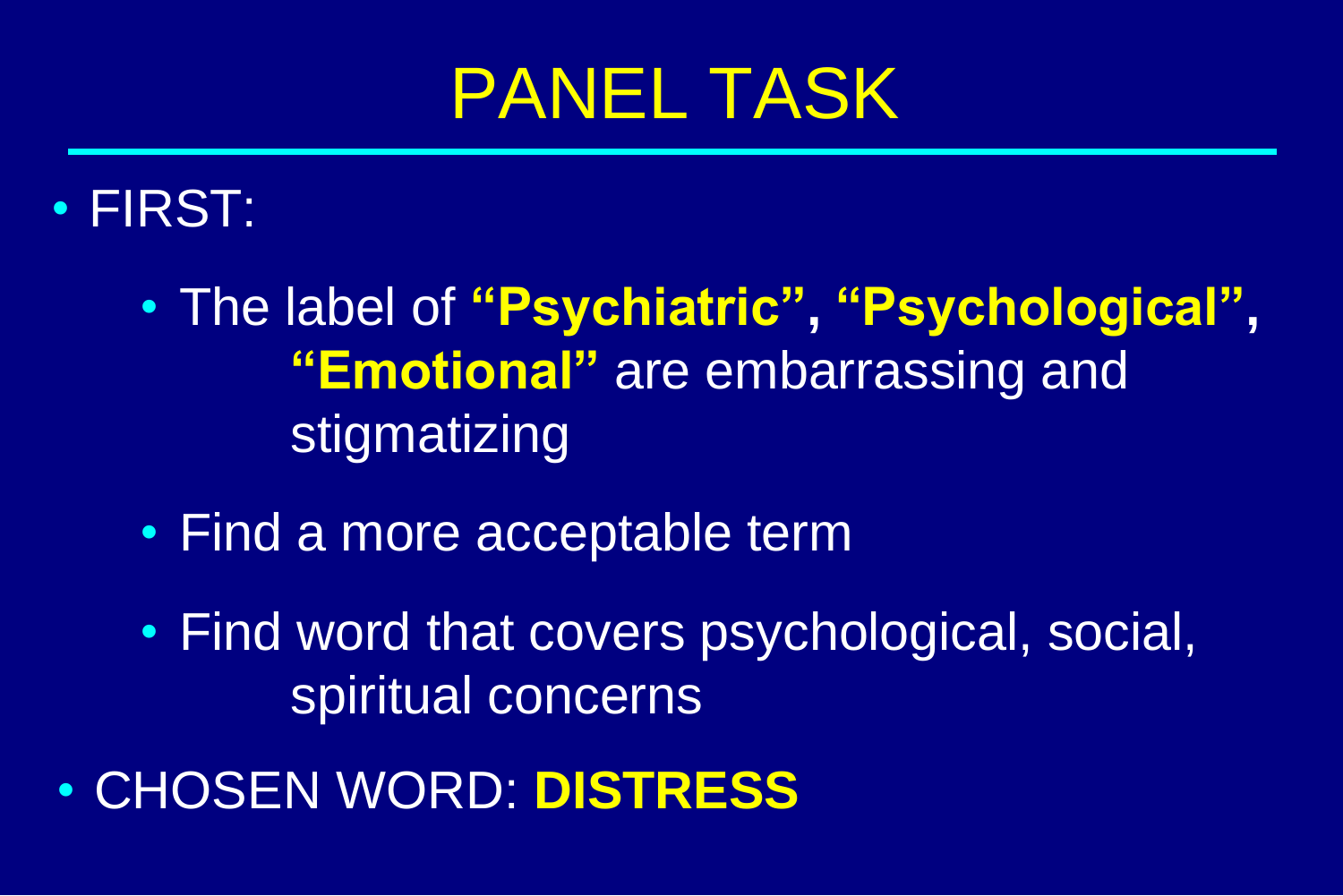# PANEL TASK

- FIRST:
  - The label of **"Psychiatric", "Psychological", "Emotional"** are embarrassing and stigmatizing
  - Find a more acceptable term
  - Find word that covers psychological, social, spiritual concerns
- CHOSEN WORD: **DISTRESS**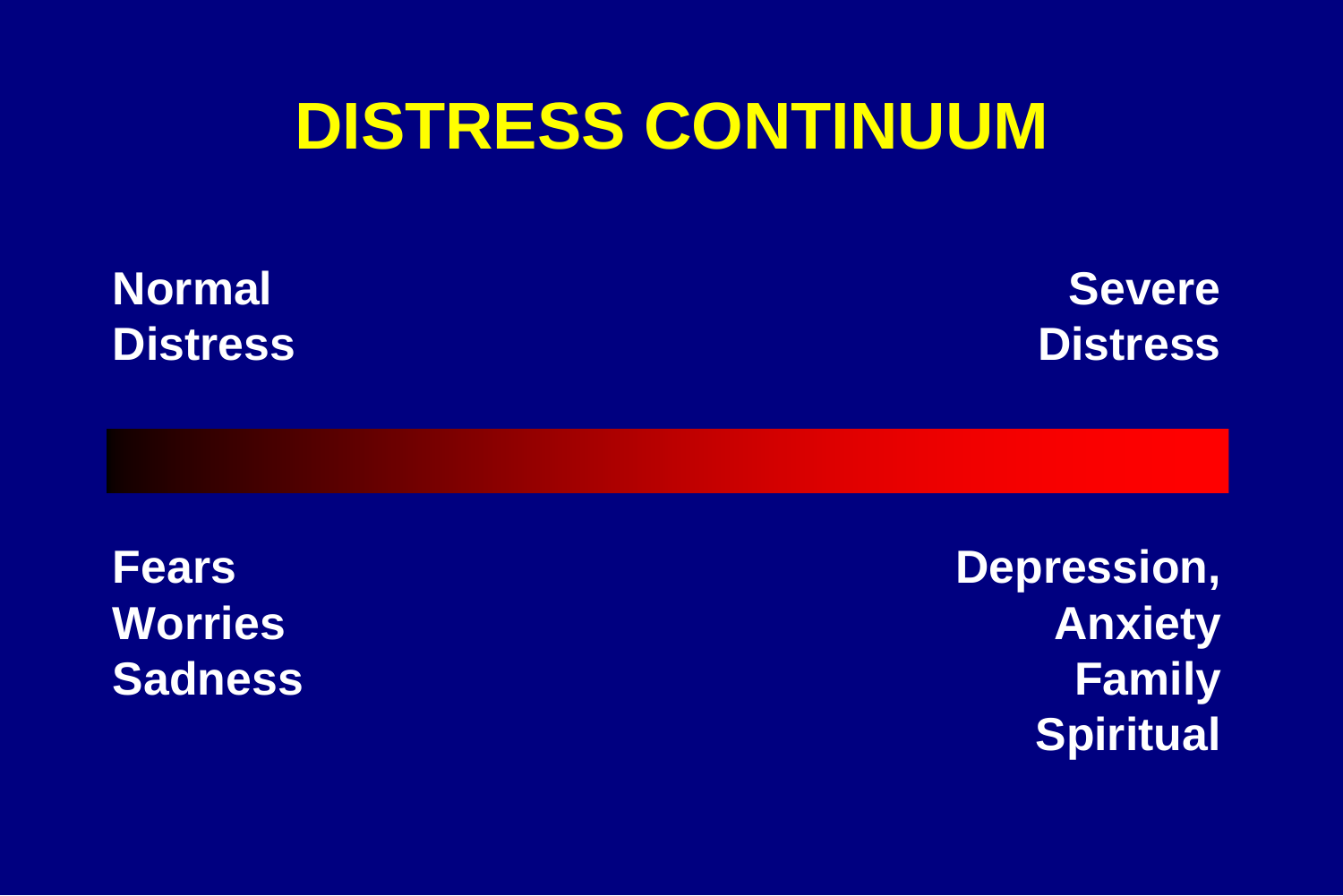# DISTRESS CONTINUUM

**Normal Distress** — **Severe Distress**

**Fears**
**Worries**
**Sadness**

**Depression,**
**Anxiety**
**Family**
**Spiritual**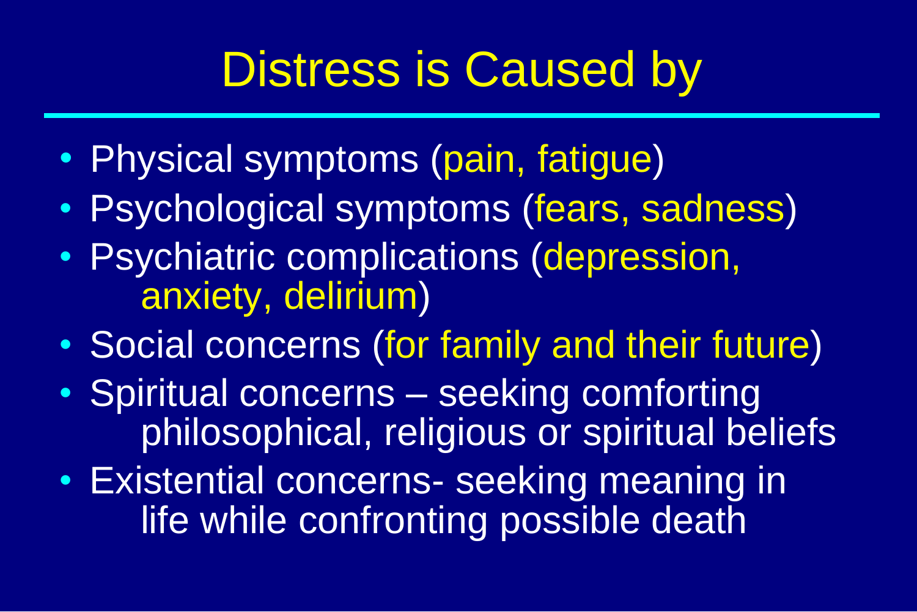# Distress is Caused by

- Physical symptoms (pain, fatigue)
- Psychological symptoms (fears, sadness)
- Psychiatric complications (depression, anxiety, delirium)
- Social concerns (for family and their future)
- Spiritual concerns – seeking comforting philosophical, religious or spiritual beliefs
- Existential concerns- seeking meaning in life while confronting possible death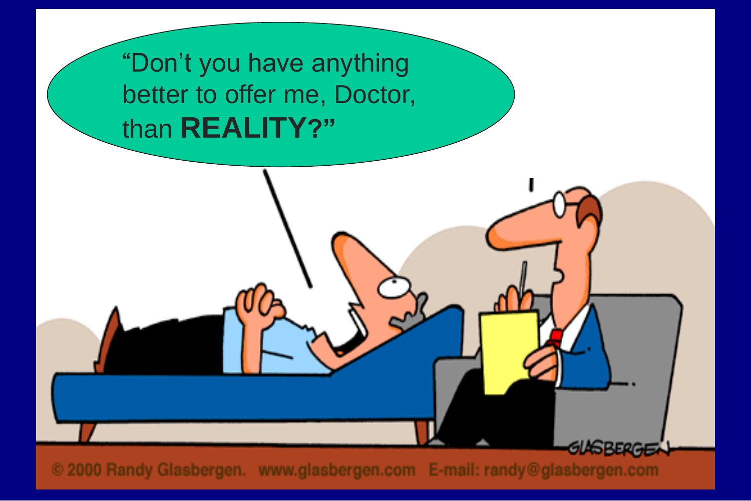“Don’t you have anything better to offer me, Doctor, than **REALITY?”**

GLASBERGEN

© 2000 Randy Glasbergen. www.glasbergen.com E-mail: randy@glasbergen.com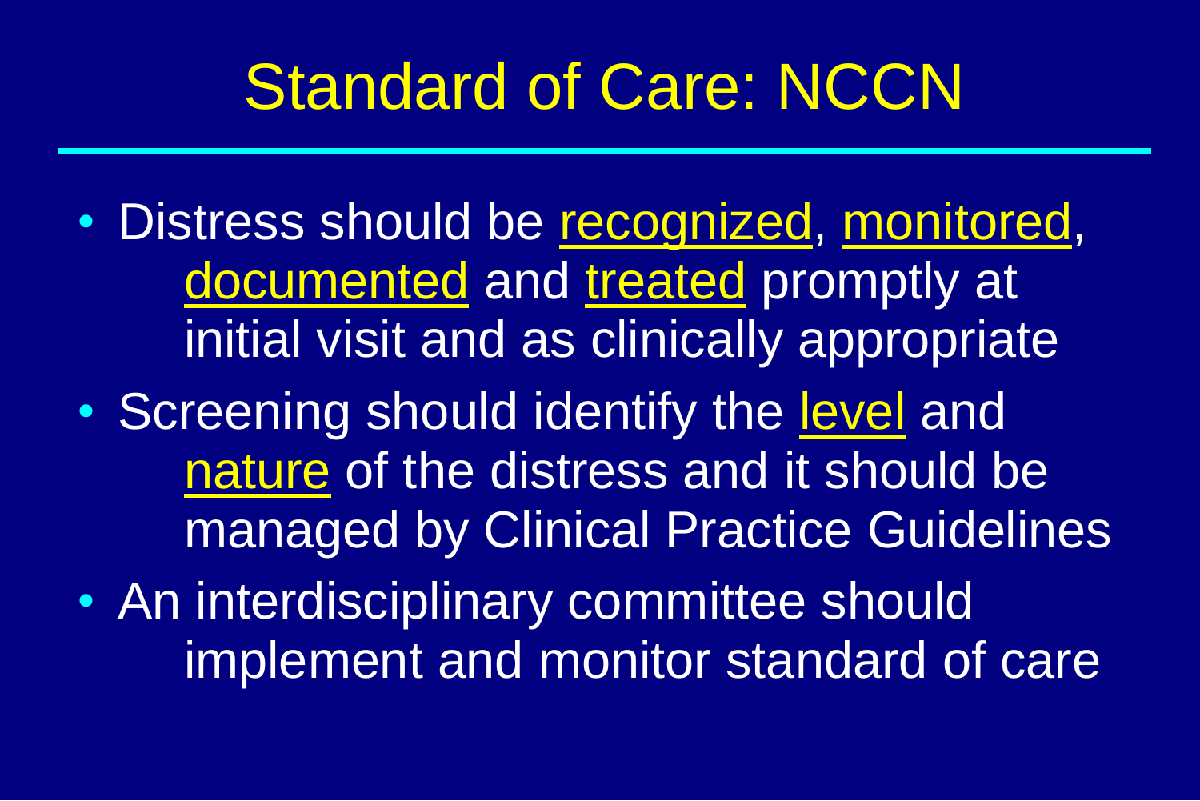# Standard of Care: NCCN

- Distress should be <u>recognized</u>, <u>monitored</u>, <u>documented</u> and <u>treated</u> promptly at initial visit and as clinically appropriate
- Screening should identify the <u>level</u> and <u>nature</u> of the distress and it should be managed by Clinical Practice Guidelines
- An interdisciplinary committee should implement and monitor standard of care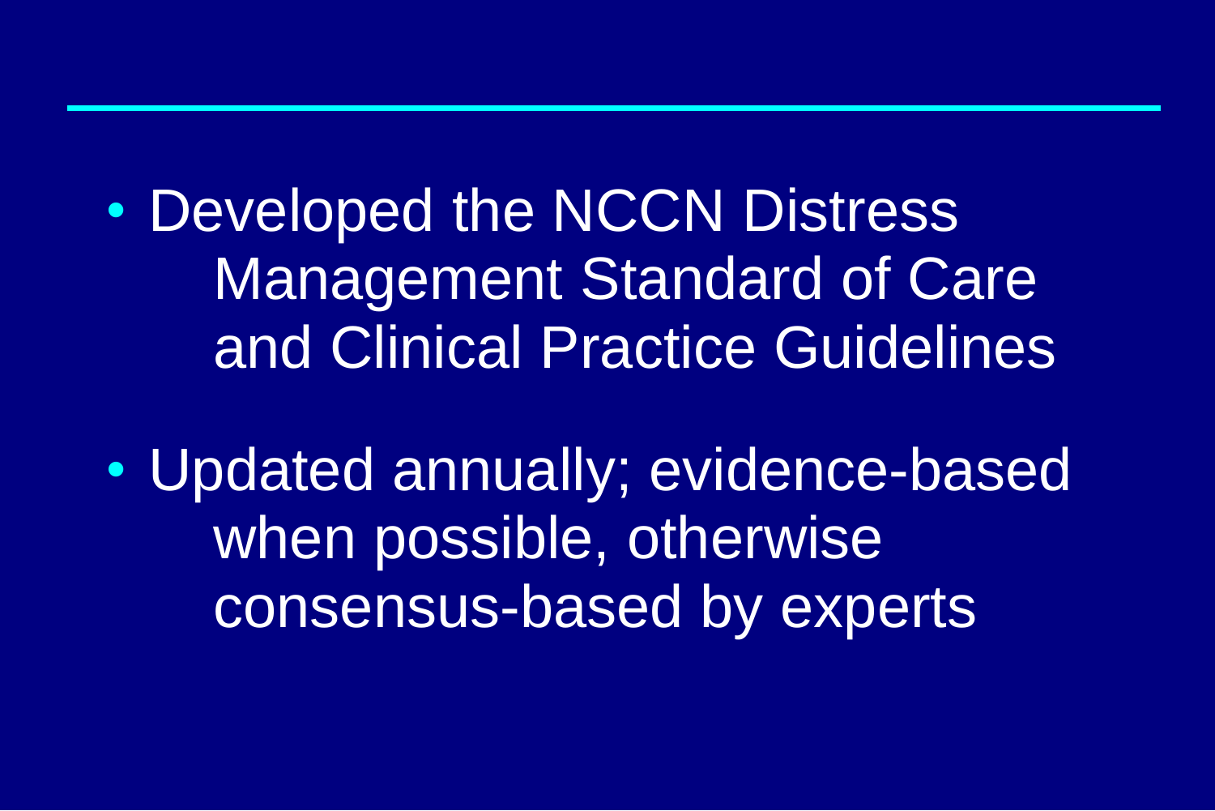- Developed the NCCN Distress Management Standard of Care and Clinical Practice Guidelines
- Updated annually; evidence-based when possible, otherwise consensus-based by experts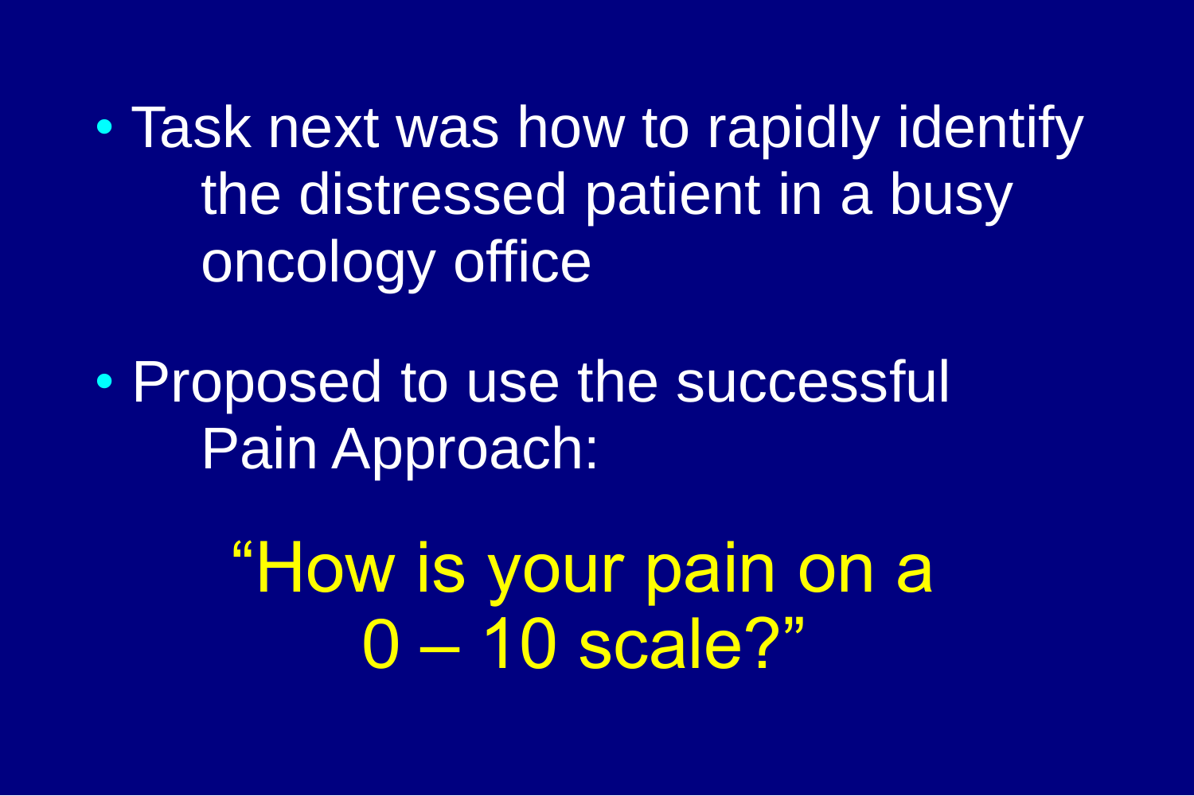- Task next was how to rapidly identify the distressed patient in a busy oncology office

- Proposed to use the successful Pain Approach:

“How is your pain on a 0 – 10 scale?”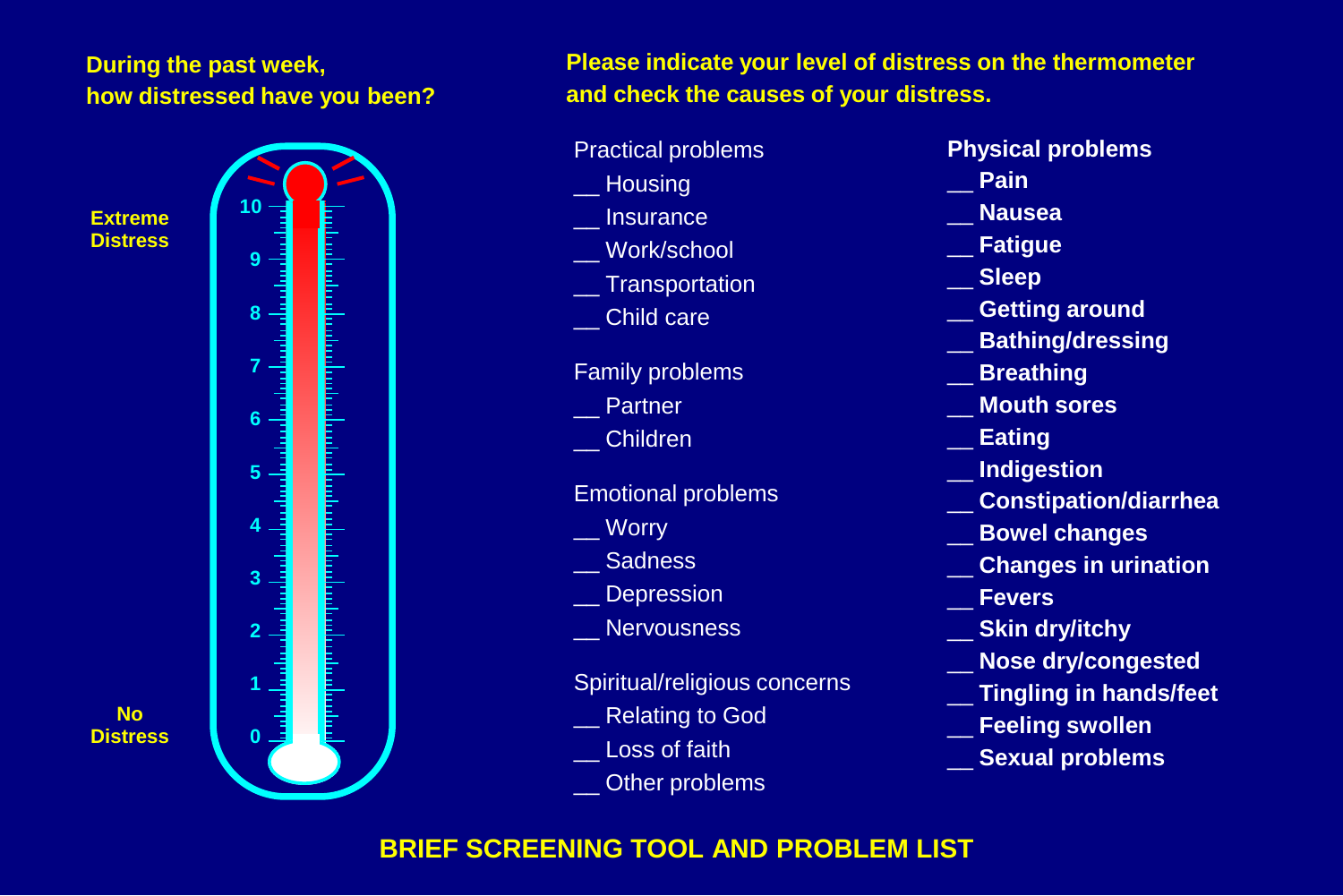During the past week,
how distressed have you been?

Extreme Distress

10

9

8

7

6

5

4

3

2

1

0

No Distress

Please indicate your level of distress on the thermometer and check the causes of your distress.

Practical problems

- __ Housing
- __ Insurance
- __ Work/school
- __ Transportation
- __ Child care

Family problems

- __ Partner
- __ Children

Emotional problems

- __ Worry
- __ Sadness
- __ Depression
- __ Nervousness

Spiritual/religious concerns

- __ Relating to God
- __ Loss of faith
- __ Other problems

**Physical problems**

- __ **Pain**
- __ **Nausea**
- __ **Fatigue**
- __ **Sleep**
- __ **Getting around**
- __ **Bathing/dressing**
- __ **Breathing**
- __ **Mouth sores**
- __ **Eating**
- __ **Indigestion**
- __ **Constipation/diarrhea**
- __ **Bowel changes**
- __ **Changes in urination**
- __ **Fevers**
- __ **Skin dry/itchy**
- __ **Nose dry/congested**
- __ **Tingling in hands/feet**
- __ **Feeling swollen**
- __ **Sexual problems**

**BRIEF SCREENING TOOL AND PROBLEM LIST**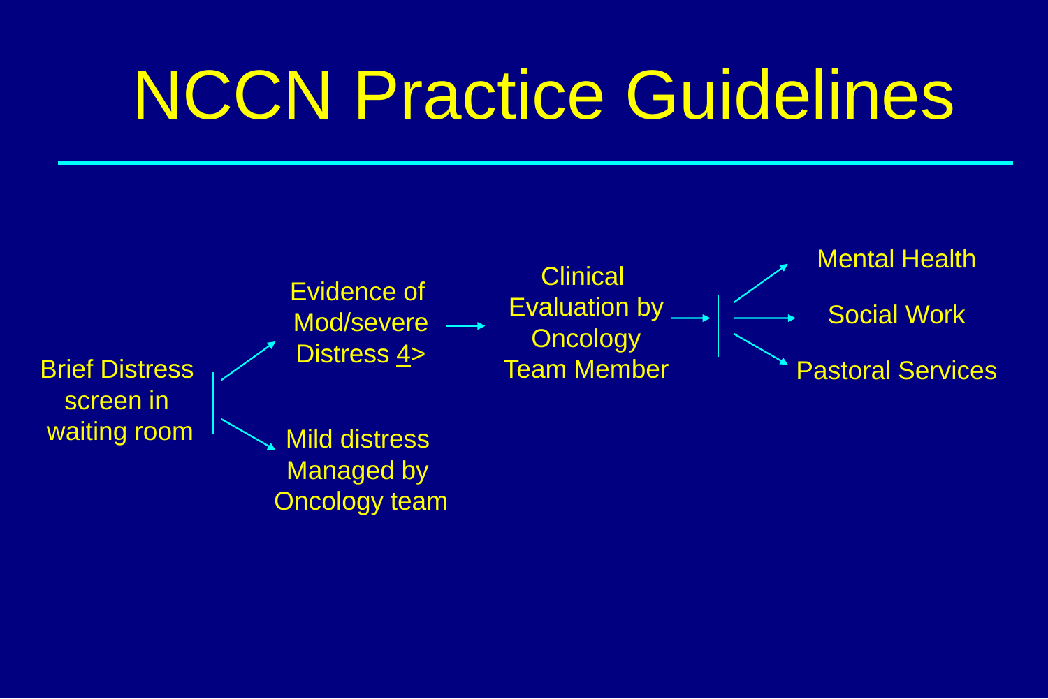# NCCN Practice Guidelines

- Brief Distress screen in waiting room
  - Evidence of Mod/severe Distress 4> → Clinical Evaluation by Oncology Team Member
    - Mental Health
    - Social Work
    - Pastoral Services
  - Mild distress Managed by Oncology team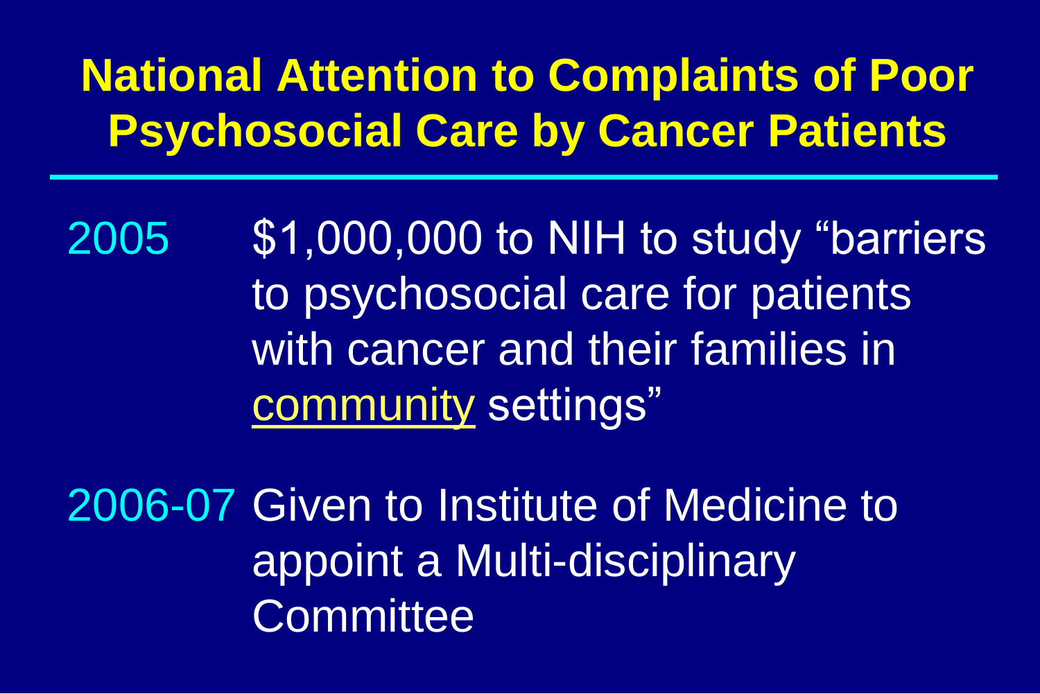# National Attention to Complaints of Poor Psychosocial Care by Cancer Patients

2005 $1,000,000 to NIH to study “barriers to psychosocial care for patients with cancer and their families in community settings”

2006-07 Given to Institute of Medicine to appoint a Multi-disciplinary Committee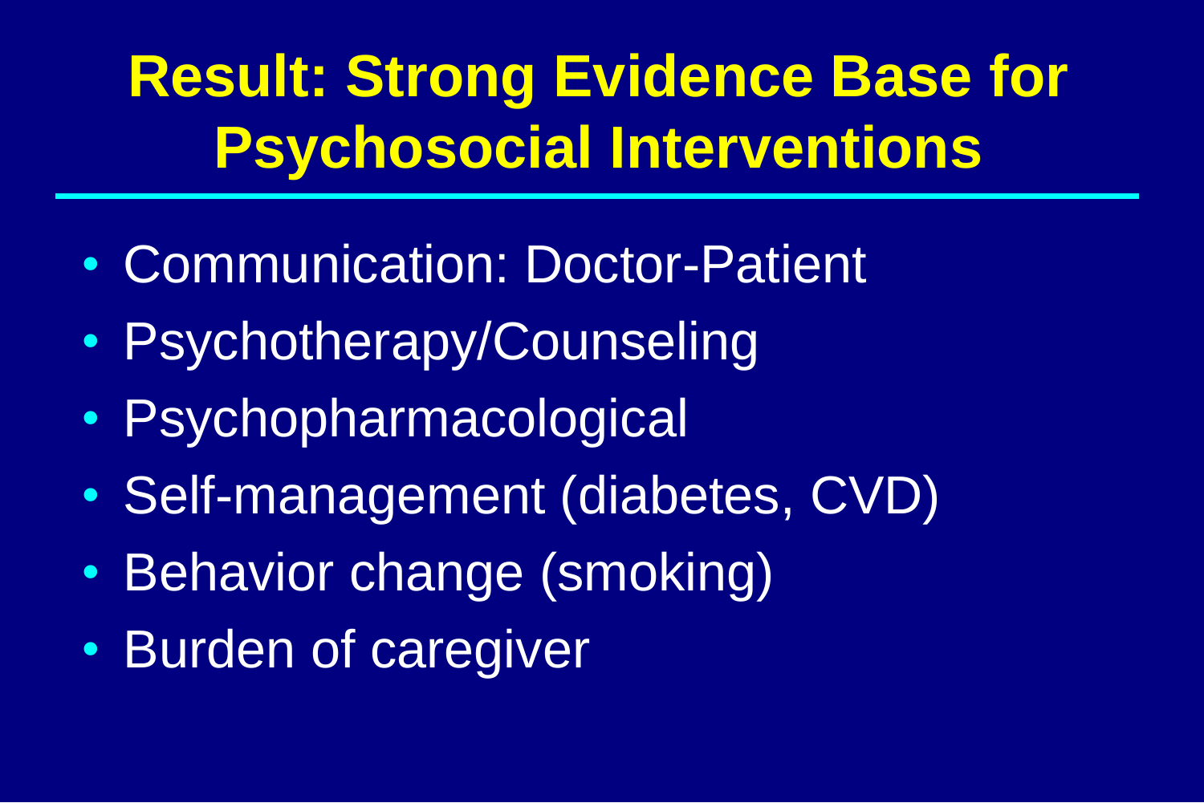# Result: Strong Evidence Base for Psychosocial Interventions

- Communication: Doctor-Patient
- Psychotherapy/Counseling
- Psychopharmacological
- Self-management (diabetes, CVD)
- Behavior change (smoking)
- Burden of caregiver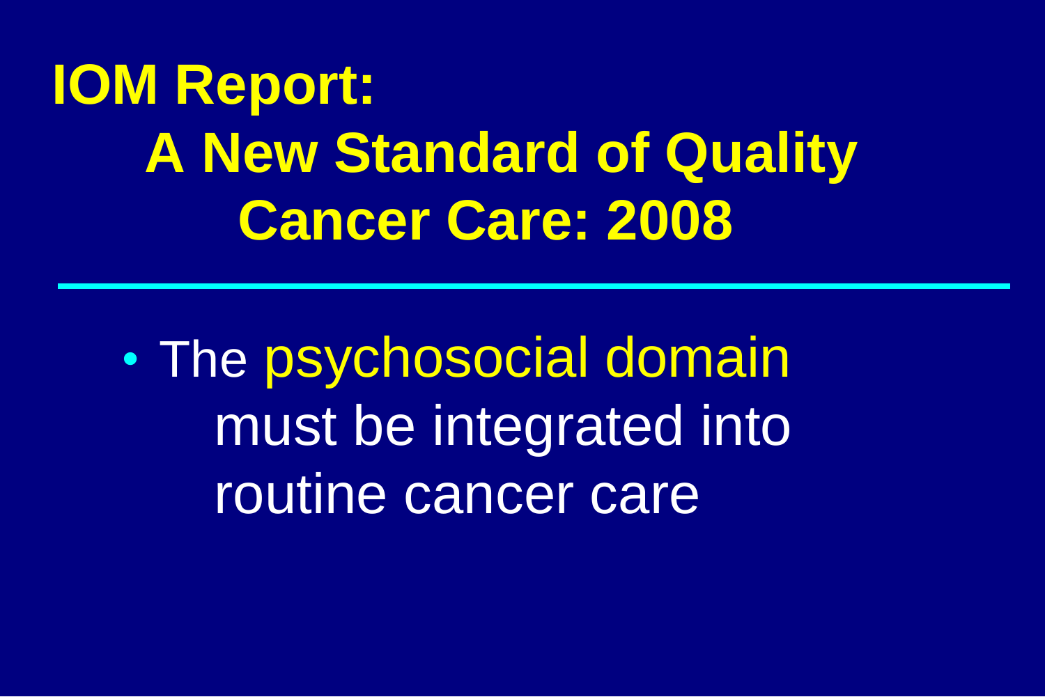# IOM Report: A New Standard of Quality Cancer Care: 2008

- The psychosocial domain must be integrated into routine cancer care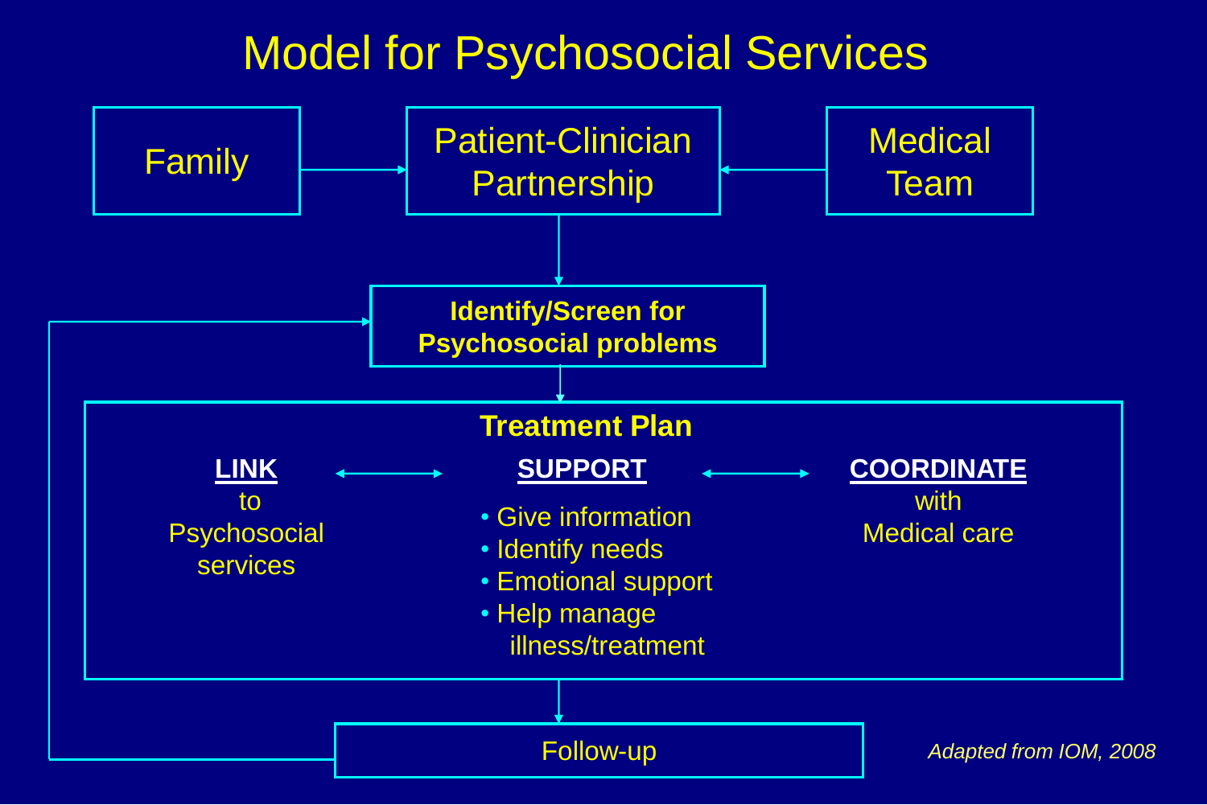# Model for Psychosocial Services

Family → Patient-Clinician Partnership ← Medical Team

Patient-Clinician Partnership → **Identify/Screen for Psychosocial problems**

**Identify/Screen for Psychosocial problems** → **Treatment Plan**

**Treatment Plan**

**LINK** to Psychosocial services ↔ **SUPPORT** ↔ **COORDINATE** with Medical care

**SUPPORT**

- Give information
- Identify needs
- Emotional support
- Help manage illness/treatment

Treatment Plan → Follow-up

Follow-up → Identify/Screen for Psychosocial problems

*Adapted from IOM, 2008*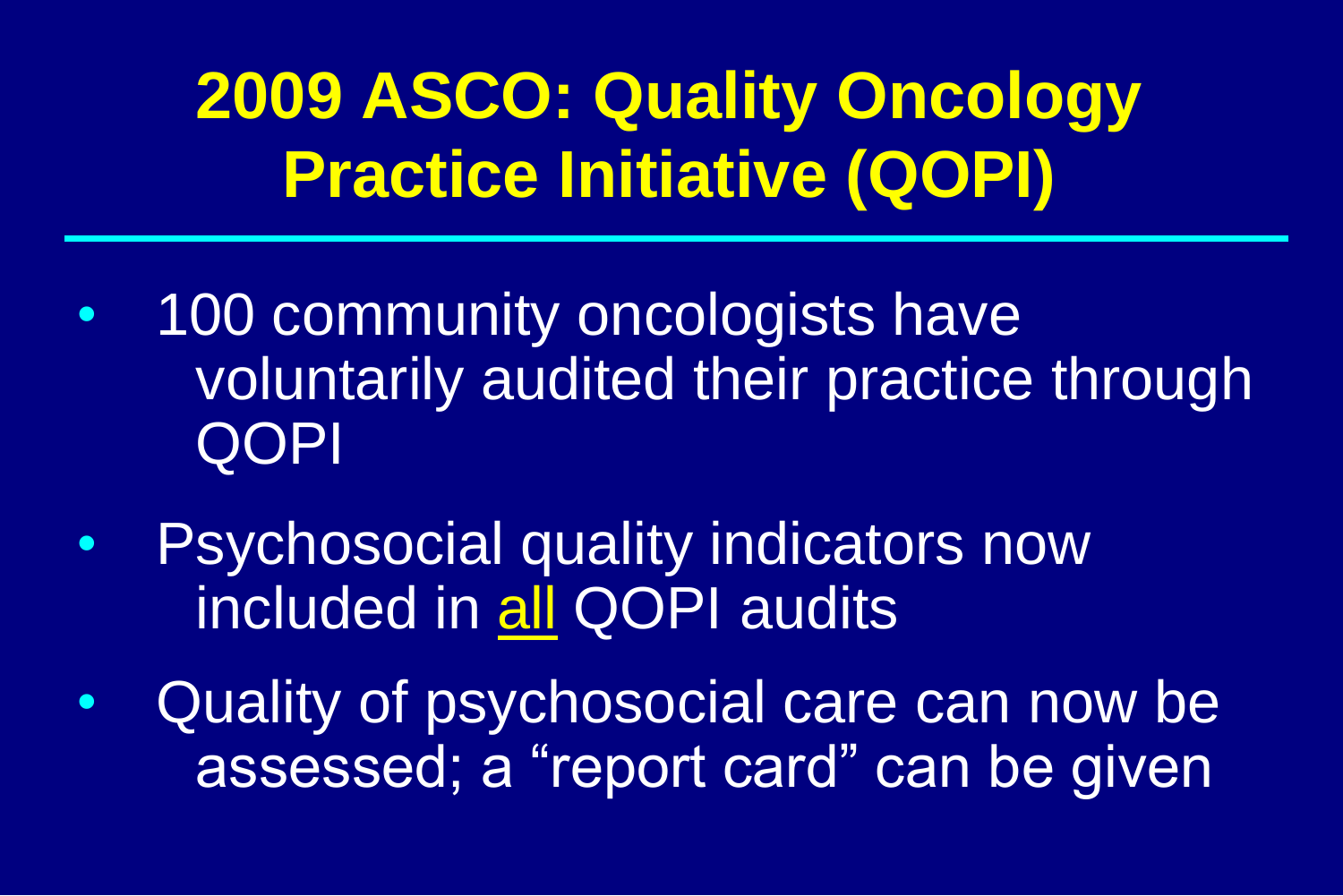# 2009 ASCO: Quality Oncology Practice Initiative (QOPI)

- 100 community oncologists have voluntarily audited their practice through QOPI
- Psychosocial quality indicators now included in all QOPI audits
- Quality of psychosocial care can now be assessed; a “report card” can be given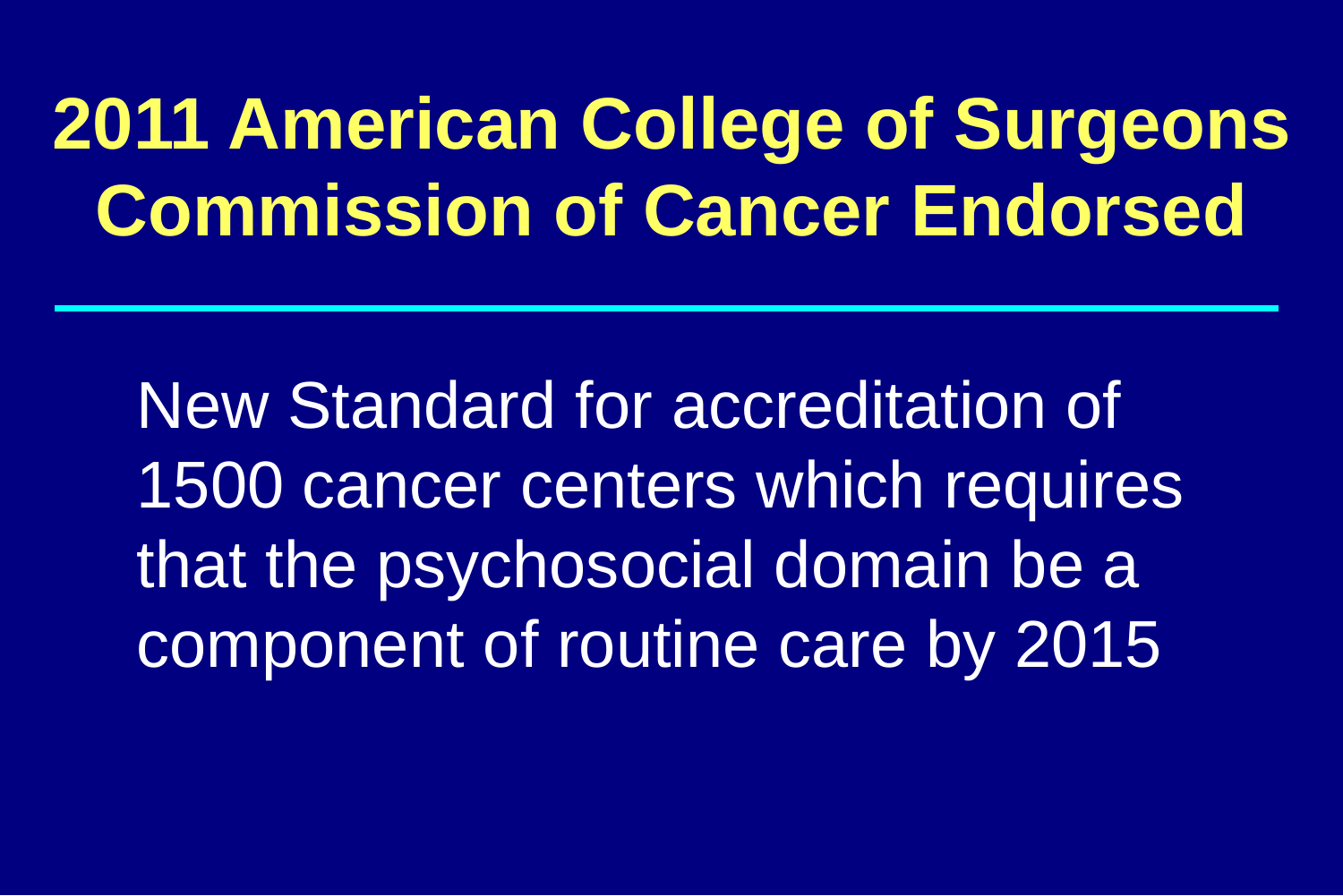# 2011 American College of Surgeons Commission of Cancer Endorsed

New Standard for accreditation of 1500 cancer centers which requires that the psychosocial domain be a component of routine care by 2015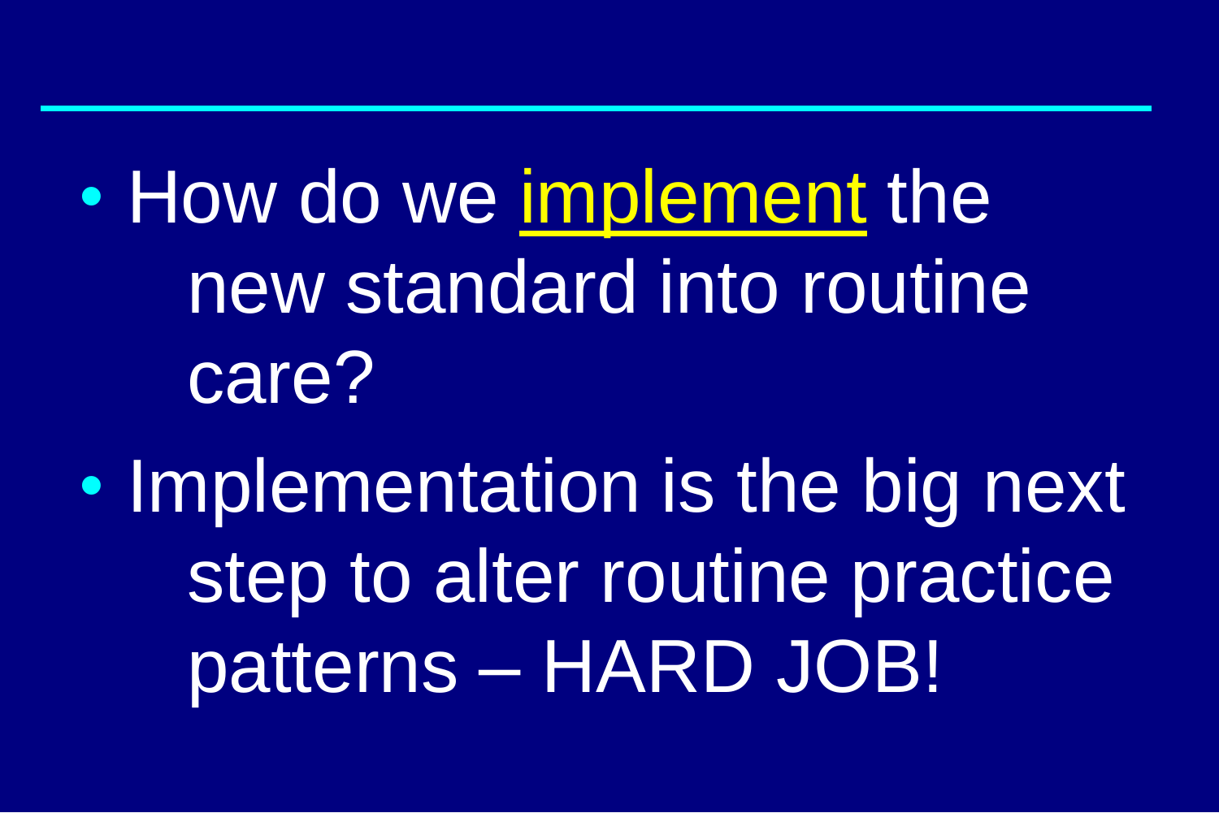- How do we <u>implement</u> the new standard into routine care?
- Implementation is the big next step to alter routine practice patterns – HARD JOB!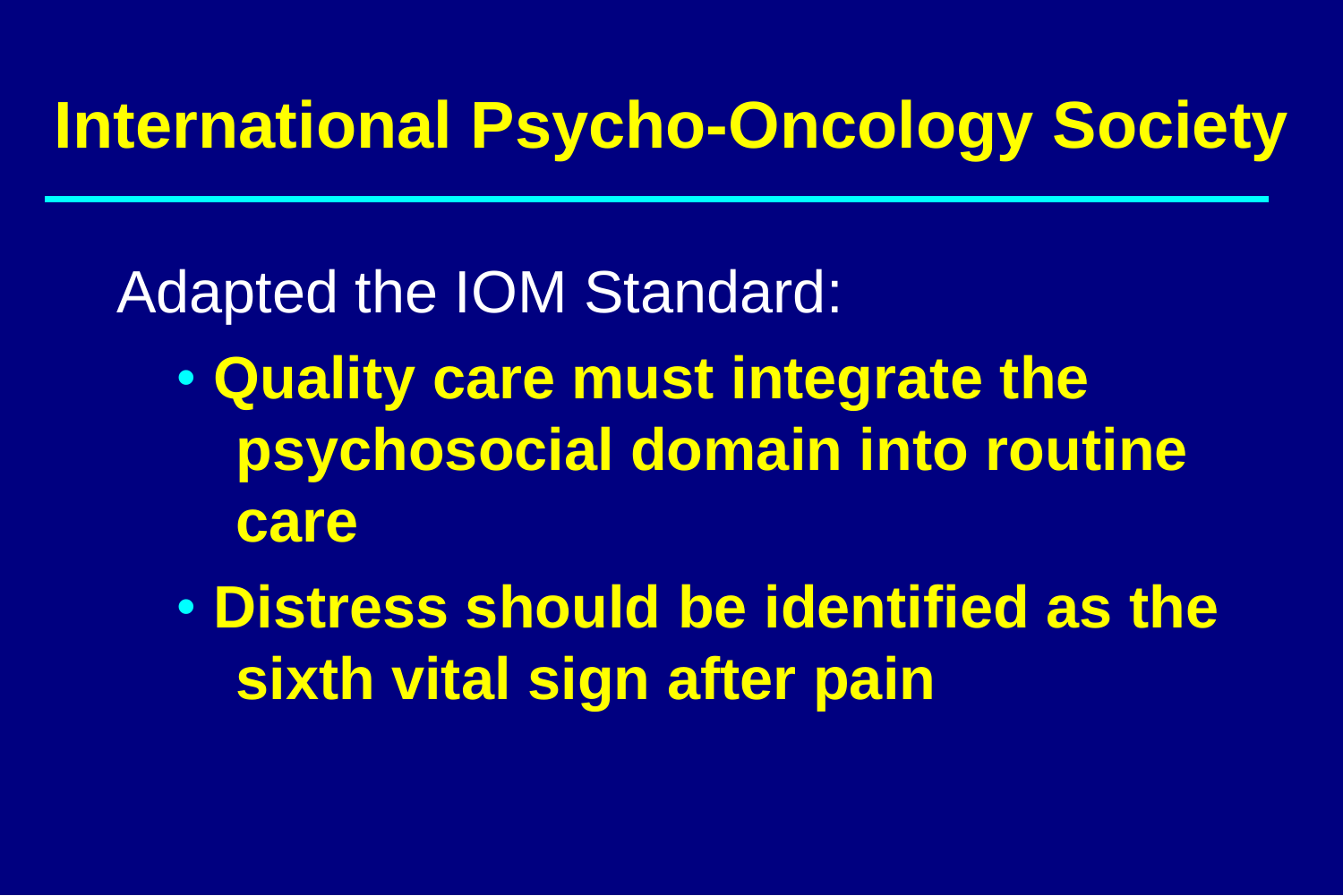# International Psycho-Oncology Society

Adapted the IOM Standard:

- **Quality care must integrate the psychosocial domain into routine care**
- **Distress should be identified as the sixth vital sign after pain**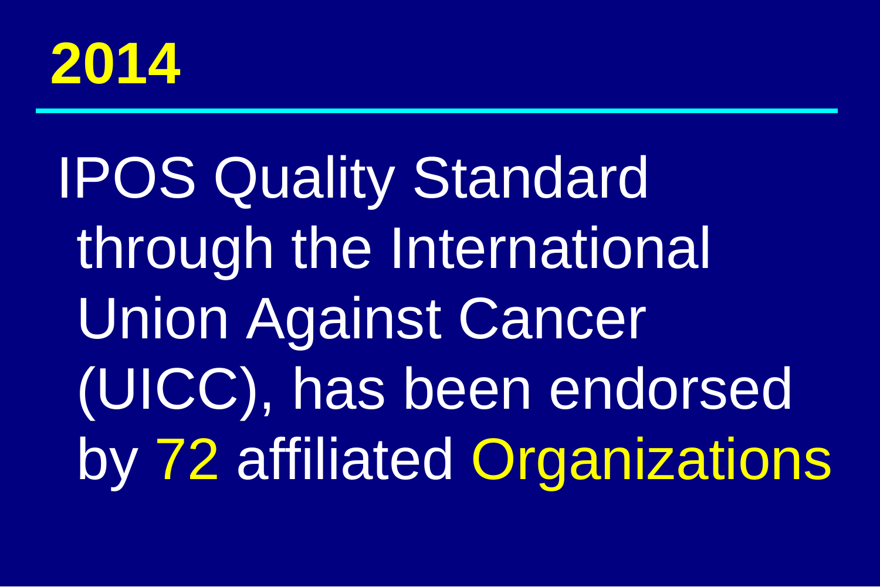# 2014

IPOS Quality Standard through the International Union Against Cancer (UICC), has been endorsed by 72 affiliated Organizations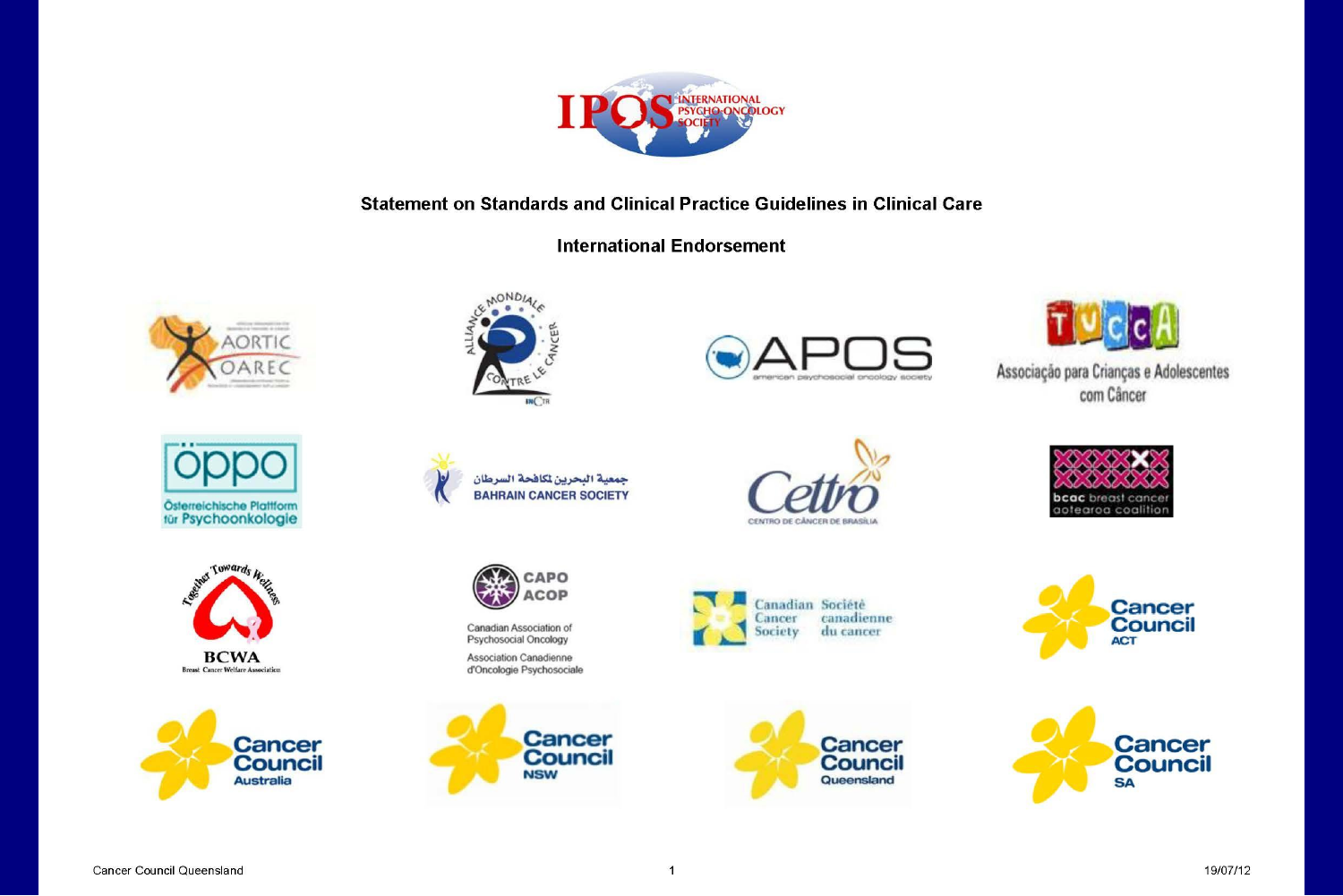IPOS INTERNATIONAL PSYCHO-ONCOLOGY SOCIETY

## Statement on Standards and Clinical Practice Guidelines in Clinical Care

## International Endorsement

AORTIC OAREC

ALLIANCE MONDIALE CONTRE LE CANCER

APOS american psychosocial oncology society

TUCCA Associação para Crianças e Adolescentes com Câncer

öppo Österreichische Plattform für Psychoonkologie

جمعية البحرين لمكافحة السرطان
BAHRAIN CANCER SOCIETY

Cettro CENTRO DE CÂNCER DE BRASÍLIA

bcac breast cancer aotearoa coalition

Together Towards Wellness BCWA Breast Cancer Welfare Association

CAPO ACOP Canadian Association of Psychosocial Oncology Association Canadienne d'Oncologie Psychosociale

Canadian Cancer Society Société canadienne du cancer

Cancer Council ACT

Cancer Council Australia

Cancer Council NSW

Cancer Council Queensland

Cancer Council SA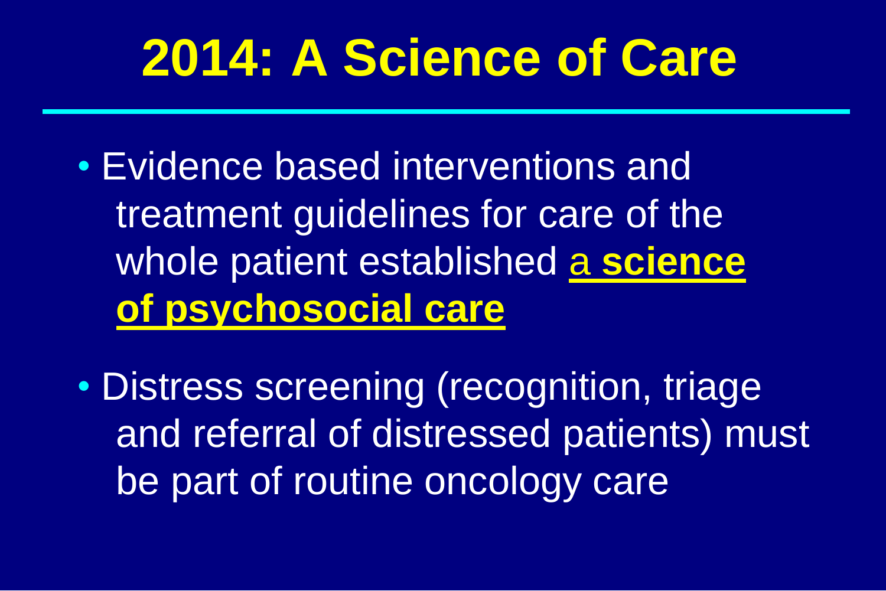# 2014: A Science of Care

- Evidence based interventions and treatment guidelines for care of the whole patient established <u>a **science of psychosocial care**</u>
- Distress screening (recognition, triage and referral of distressed patients) must be part of routine oncology care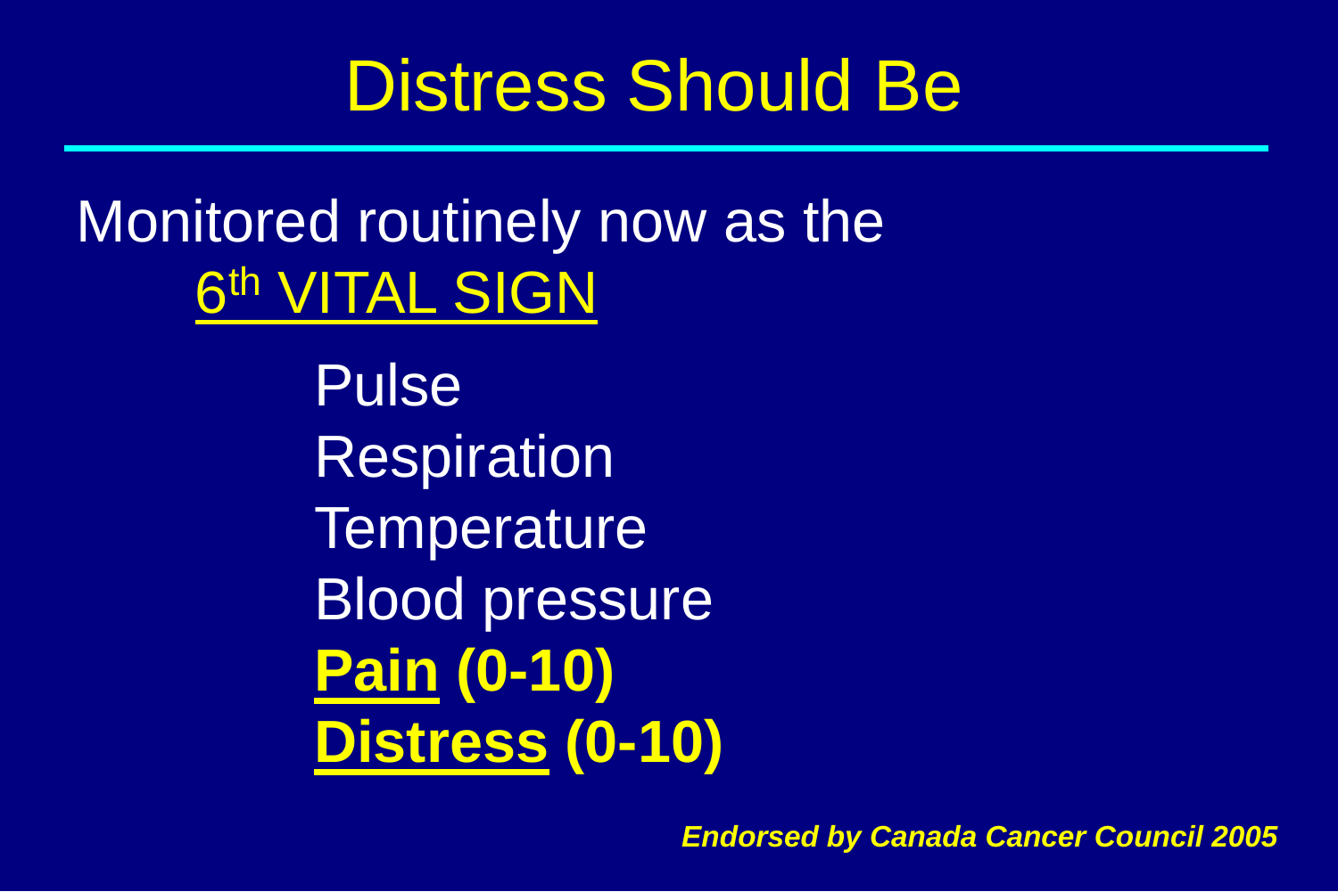# Distress Should Be

Monitored routinely now as the
6th VITAL SIGN

Pulse
Respiration
Temperature
Blood pressure
**Pain (0-10)**
**Distress (0-10)**

***Endorsed by Canada Cancer Council 2005***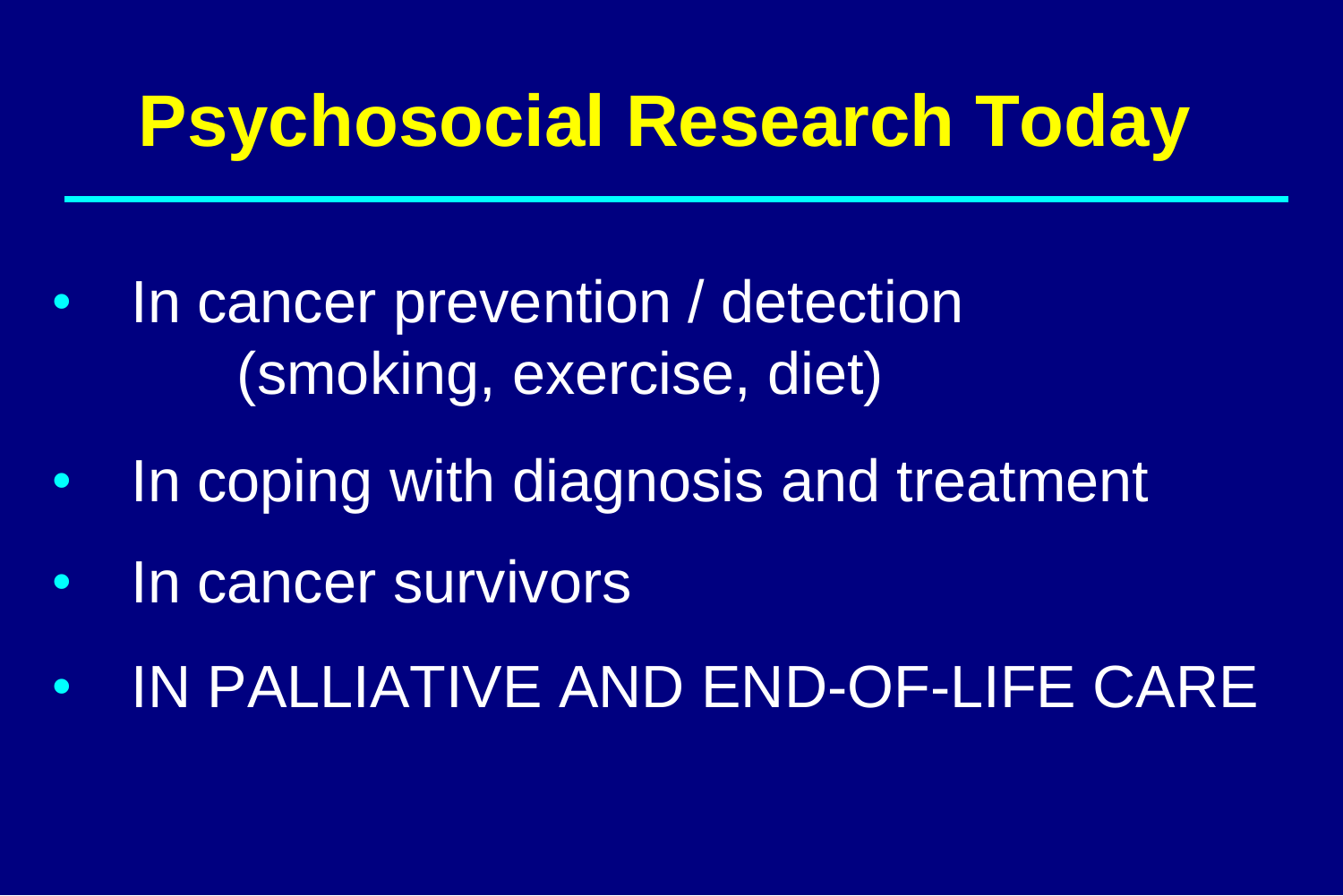# Psychosocial Research Today

- In cancer prevention / detection (smoking, exercise, diet)
- In coping with diagnosis and treatment
- In cancer survivors
- IN PALLIATIVE AND END-OF-LIFE CARE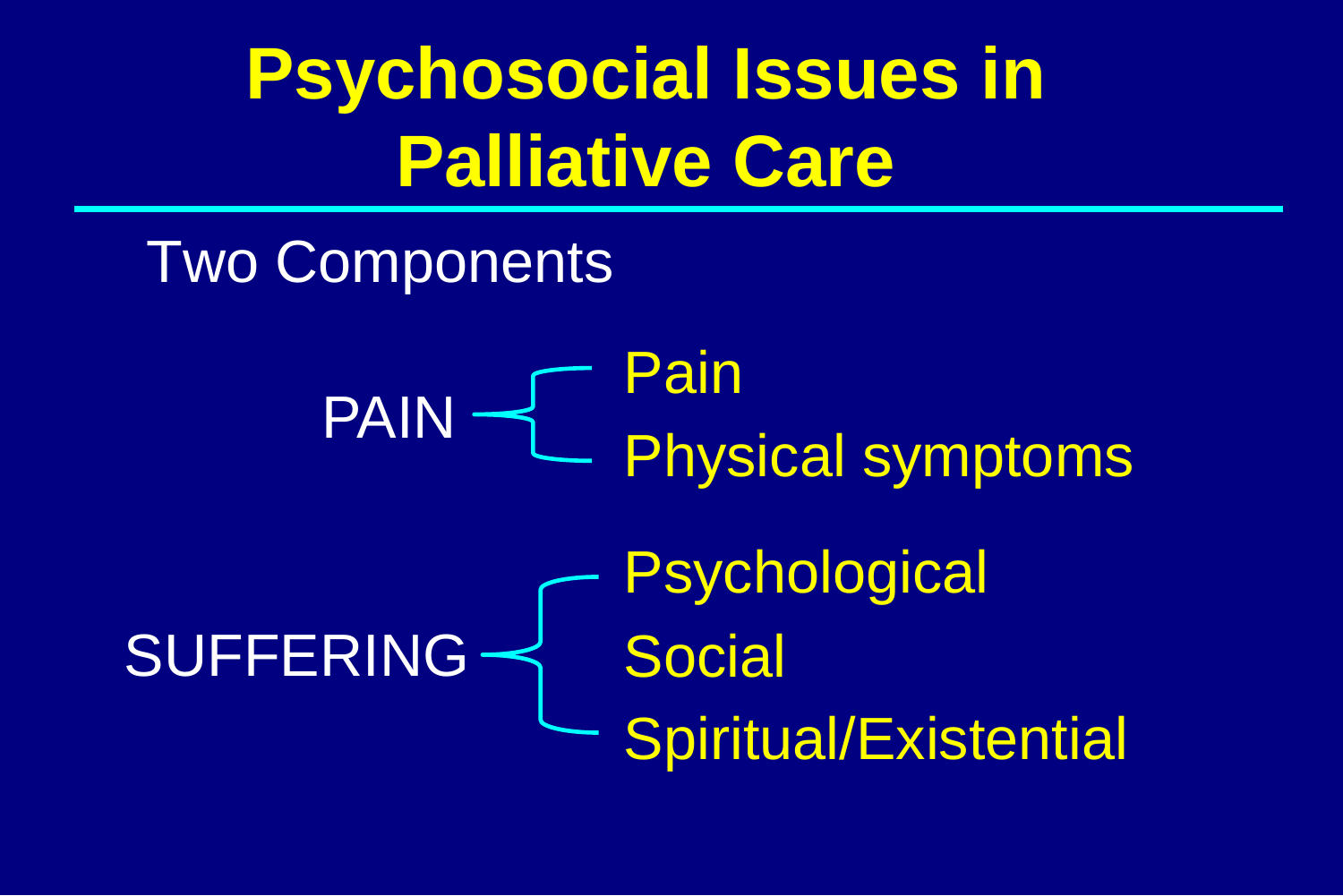# Psychosocial Issues in Palliative Care

Two Components

- **PAIN**
  - Pain
  - Physical symptoms
- **SUFFERING**
  - Psychological
  - Social
  - Spiritual/Existential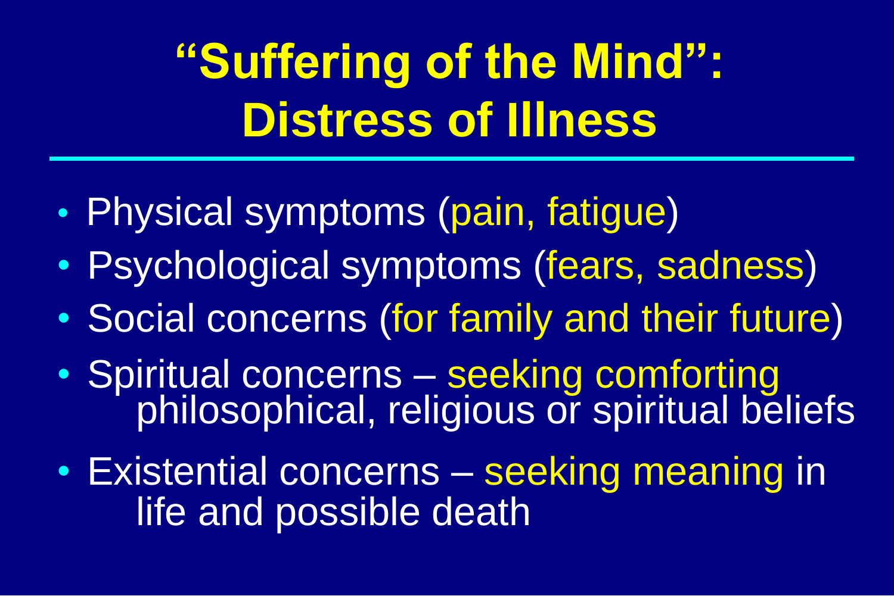# "Suffering of the Mind": Distress of Illness

- Physical symptoms (pain, fatigue)
- Psychological symptoms (fears, sadness)
- Social concerns (for family and their future)
- Spiritual concerns – seeking comforting philosophical, religious or spiritual beliefs
- Existential concerns – seeking meaning in life and possible death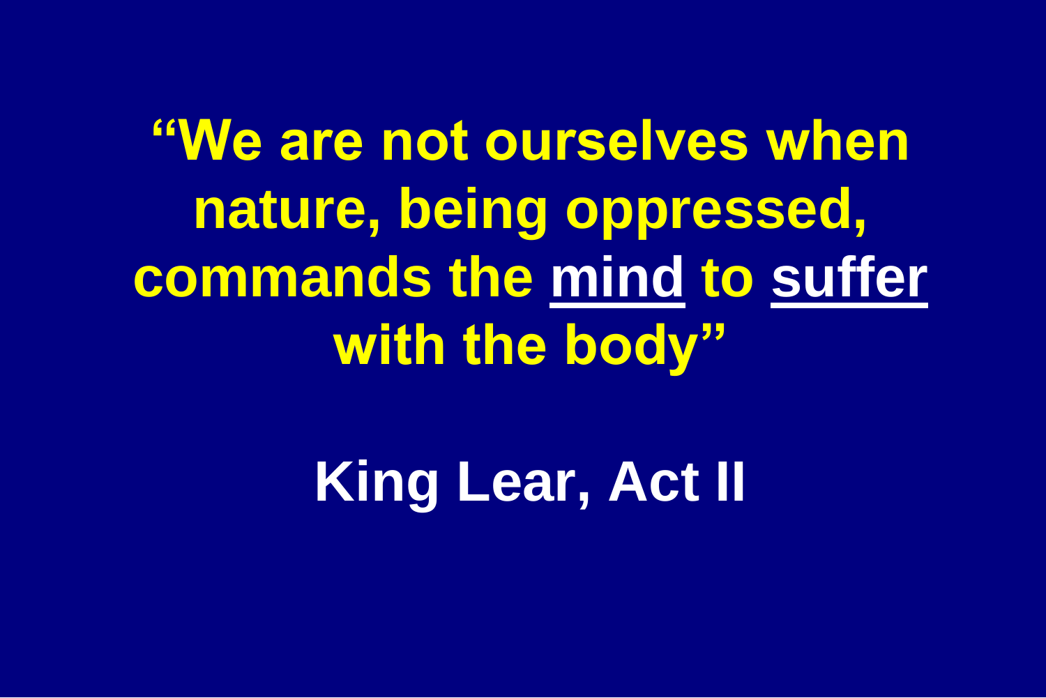**"We are not ourselves when nature, being oppressed, commands the <u>mind</u> to <u>suffer</u> with the body"**

**King Lear, Act II**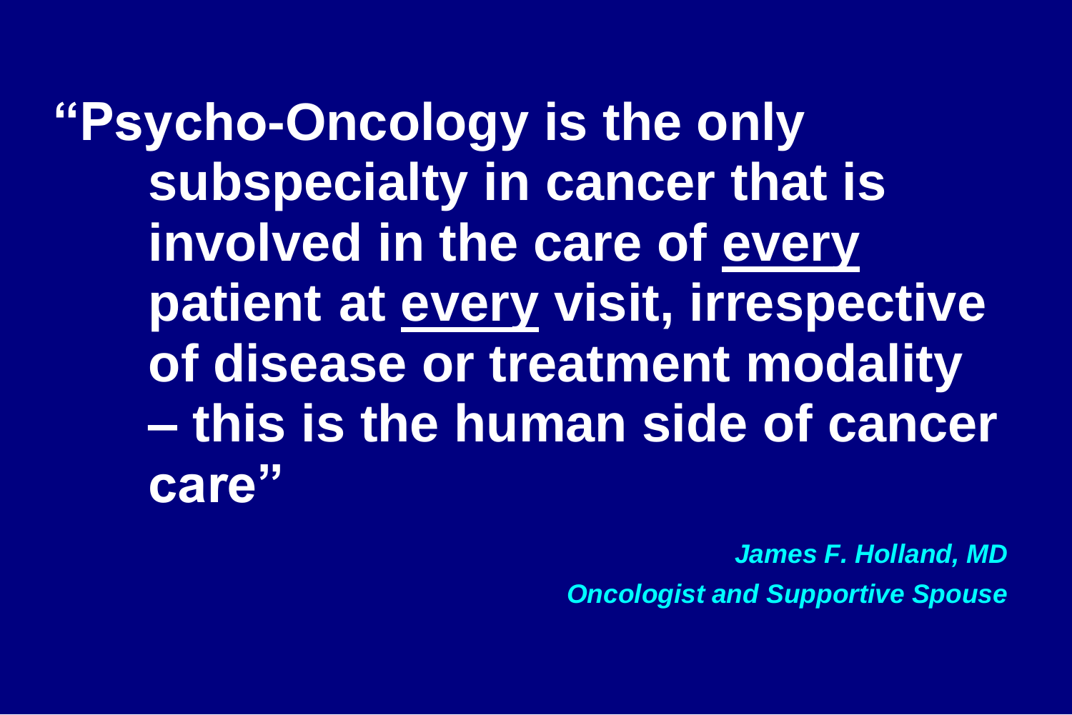**"Psycho-Oncology is the only subspecialty in cancer that is involved in the care of <u>every</u> patient at <u>every</u> visit, irrespective of disease or treatment modality – this is the human side of cancer care"**

***James F. Holland, MD***

***Oncologist and Supportive Spouse***